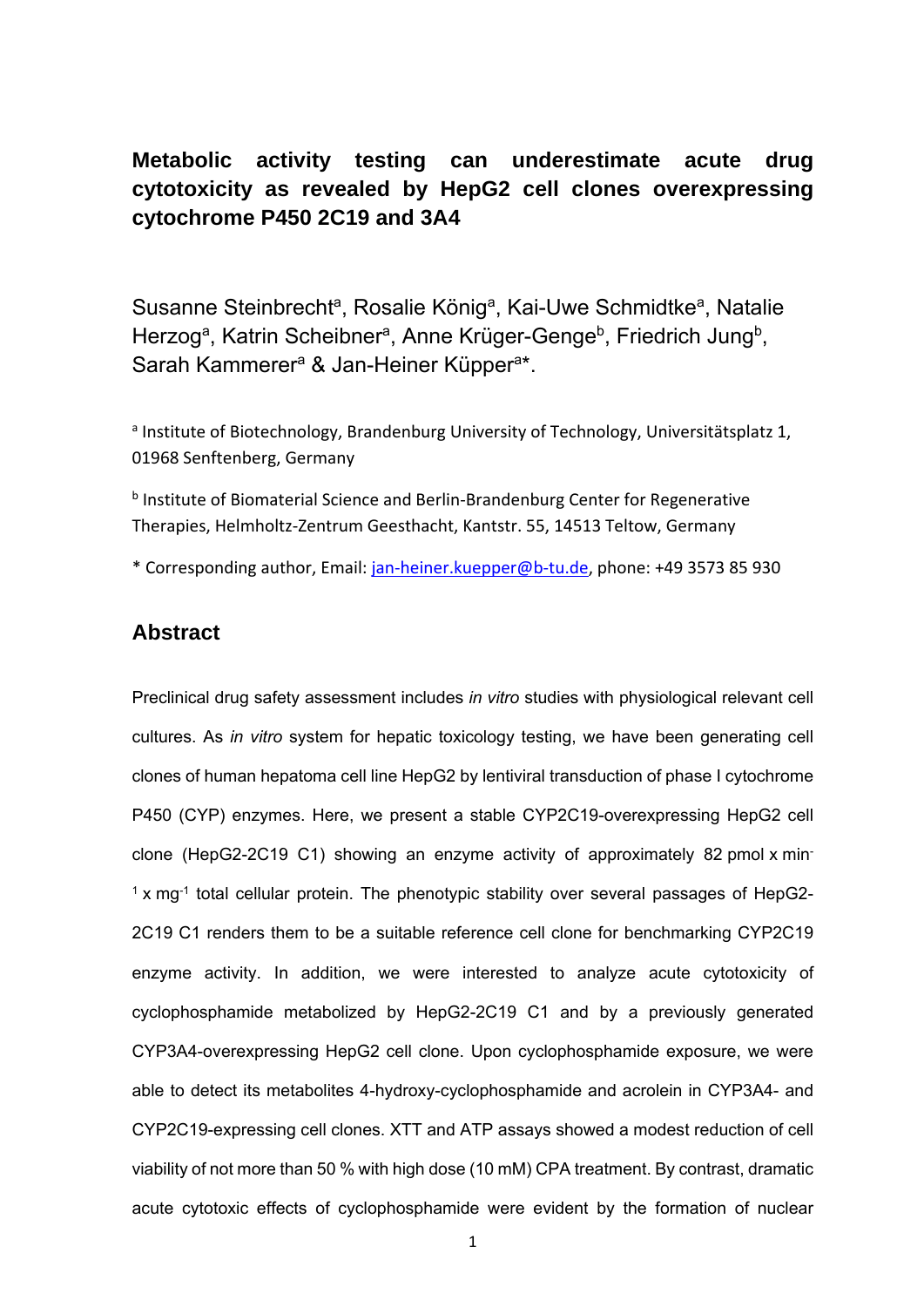# Metabolic activity testing can underestimate acute drug cytotoxicity as revealed by HepG2 cell clones overexpressing cytochrome P450 2C19 and 3A4

Susanne Steinbrecht[a], Rosalie König[a], Kai-Uwe Schmidtke[a], Natalie Herzog[a], Katrin Scheibner[a], Anne Krüger-Genge[b], Friedrich Jung[b], Sarah Kammerer[a] & Jan-Heiner Küpper[a]*.

[a] Institute of Biotechnology, Brandenburg University of Technology, Universitätsplatz 1, 01968 Senftenberg, Germany

[b] Institute of Biomaterial Science and Berlin-Brandenburg Center for Regenerative Therapies, Helmholtz-Zentrum Geesthacht, Kantstr. 55, 14513 Teltow, Germany

\* Corresponding author, Email: jan-heiner.kuepper@b-tu.de, phone: +49 3573 85 930

## Abstract

Preclinical drug safety assessment includes *in vitro* studies with physiological relevant cell cultures. As *in vitro* system for hepatic toxicology testing, we have been generating cell clones of human hepatoma cell line HepG2 by lentiviral transduction of phase I cytochrome P450 (CYP) enzymes. Here, we present a stable CYP2C19-overexpressing HepG2 cell clone (HepG2-2C19 C1) showing an enzyme activity of approximately 82 pmol x $min^{-1}$ x $mg^{-1}$ total cellular protein. The phenotypic stability over several passages of HepG2-2C19 C1 renders them to be a suitable reference cell clone for benchmarking CYP2C19 enzyme activity. In addition, we were interested to analyze acute cytotoxicity of cyclophosphamide metabolized by HepG2-2C19 C1 and by a previously generated CYP3A4-overexpressing HepG2 cell clone. Upon cyclophosphamide exposure, we were able to detect its metabolites 4-hydroxy-cyclophosphamide and acrolein in CYP3A4- and CYP2C19-expressing cell clones. XTT and ATP assays showed a modest reduction of cell viability of not more than 50 % with high dose (10 mM) CPA treatment. By contrast, dramatic acute cytotoxic effects of cyclophosphamide were evident by the formation of nuclear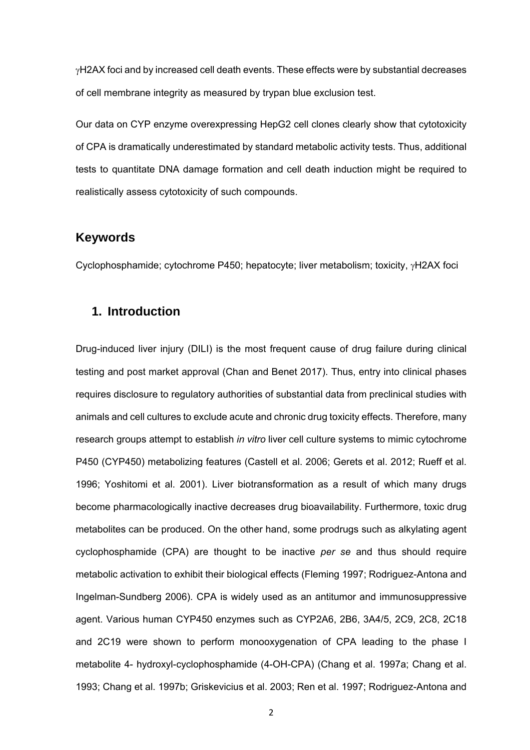γH2AX foci and by increased cell death events. These effects were by substantial decreases of cell membrane integrity as measured by trypan blue exclusion test.

Our data on CYP enzyme overexpressing HepG2 cell clones clearly show that cytotoxicity of CPA is dramatically underestimated by standard metabolic activity tests. Thus, additional tests to quantitate DNA damage formation and cell death induction might be required to realistically assess cytotoxicity of such compounds.

## Keywords

Cyclophosphamide; cytochrome P450; hepatocyte; liver metabolism; toxicity, γH2AX foci

## 1. Introduction

Drug-induced liver injury (DILI) is the most frequent cause of drug failure during clinical testing and post market approval (Chan and Benet 2017). Thus, entry into clinical phases requires disclosure to regulatory authorities of substantial data from preclinical studies with animals and cell cultures to exclude acute and chronic drug toxicity effects. Therefore, many research groups attempt to establish *in vitro* liver cell culture systems to mimic cytochrome P450 (CYP450) metabolizing features (Castell et al. 2006; Gerets et al. 2012; Rueff et al. 1996; Yoshitomi et al. 2001). Liver biotransformation as a result of which many drugs become pharmacologically inactive decreases drug bioavailability. Furthermore, toxic drug metabolites can be produced. On the other hand, some prodrugs such as alkylating agent cyclophosphamide (CPA) are thought to be inactive *per se* and thus should require metabolic activation to exhibit their biological effects (Fleming 1997; Rodriguez-Antona and Ingelman-Sundberg 2006). CPA is widely used as an antitumor and immunosuppressive agent. Various human CYP450 enzymes such as CYP2A6, 2B6, 3A4/5, 2C9, 2C8, 2C18 and 2C19 were shown to perform monooxygenation of CPA leading to the phase I metabolite 4- hydroxyl-cyclophosphamide (4-OH-CPA) (Chang et al. 1997a; Chang et al. 1993; Chang et al. 1997b; Griskevicius et al. 2003; Ren et al. 1997; Rodriguez-Antona and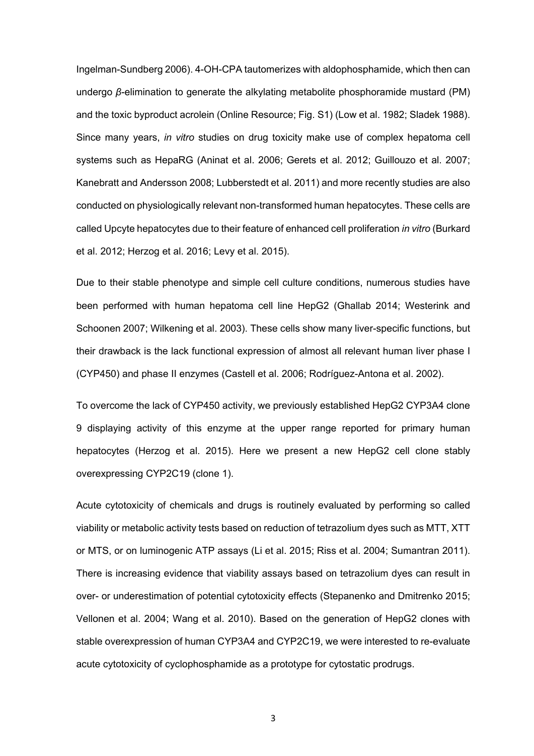Ingelman-Sundberg 2006). 4-OH-CPA tautomerizes with aldophosphamide, which then can undergo *β*-elimination to generate the alkylating metabolite phosphoramide mustard (PM) and the toxic byproduct acrolein (Online Resource; Fig. S1) (Low et al. 1982; Sladek 1988). Since many years, *in vitro* studies on drug toxicity make use of complex hepatoma cell systems such as HepaRG (Aninat et al. 2006; Gerets et al. 2012; Guillouzo et al. 2007; Kanebratt and Andersson 2008; Lubberstedt et al. 2011) and more recently studies are also conducted on physiologically relevant non-transformed human hepatocytes. These cells are called Upcyte hepatocytes due to their feature of enhanced cell proliferation *in vitro* (Burkard et al. 2012; Herzog et al. 2016; Levy et al. 2015).

Due to their stable phenotype and simple cell culture conditions, numerous studies have been performed with human hepatoma cell line HepG2 (Ghallab 2014; Westerink and Schoonen 2007; Wilkening et al. 2003). These cells show many liver-specific functions, but their drawback is the lack functional expression of almost all relevant human liver phase I (CYP450) and phase II enzymes (Castell et al. 2006; Rodríguez-Antona et al. 2002).

To overcome the lack of CYP450 activity, we previously established HepG2 CYP3A4 clone 9 displaying activity of this enzyme at the upper range reported for primary human hepatocytes (Herzog et al. 2015). Here we present a new HepG2 cell clone stably overexpressing CYP2C19 (clone 1).

Acute cytotoxicity of chemicals and drugs is routinely evaluated by performing so called viability or metabolic activity tests based on reduction of tetrazolium dyes such as MTT, XTT or MTS, or on luminogenic ATP assays (Li et al. 2015; Riss et al. 2004; Sumantran 2011). There is increasing evidence that viability assays based on tetrazolium dyes can result in over- or underestimation of potential cytotoxicity effects (Stepanenko and Dmitrenko 2015; Vellonen et al. 2004; Wang et al. 2010). Based on the generation of HepG2 clones with stable overexpression of human CYP3A4 and CYP2C19, we were interested to re-evaluate acute cytotoxicity of cyclophosphamide as a prototype for cytostatic prodrugs.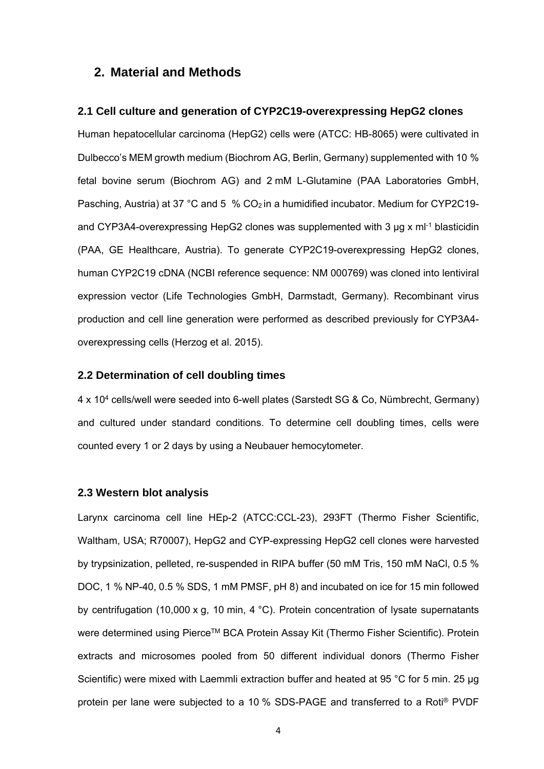## 2. Material and Methods

### 2.1 Cell culture and generation of CYP2C19-overexpressing HepG2 clones

Human hepatocellular carcinoma (HepG2) cells were (ATCC: HB-8065) were cultivated in Dulbecco's MEM growth medium (Biochrom AG, Berlin, Germany) supplemented with 10 % fetal bovine serum (Biochrom AG) and 2 mM L-Glutamine (PAA Laboratories GmbH, Pasching, Austria) at 37 °C and 5 % $CO_2$ in a humidified incubator. Medium for CYP2C19- and CYP3A4-overexpressing HepG2 clones was supplemented with 3 µg x $ml^{-1}$ blasticidin (PAA, GE Healthcare, Austria). To generate CYP2C19-overexpressing HepG2 clones, human CYP2C19 cDNA (NCBI reference sequence: NM 000769) was cloned into lentiviral expression vector (Life Technologies GmbH, Darmstadt, Germany). Recombinant virus production and cell line generation were performed as described previously for CYP3A4-overexpressing cells (Herzog et al. 2015).

### 2.2 Determination of cell doubling times

4 x $10^4$ cells/well were seeded into 6-well plates (Sarstedt SG & Co, Nümbrecht, Germany) and cultured under standard conditions. To determine cell doubling times, cells were counted every 1 or 2 days by using a Neubauer hemocytometer.

### 2.3 Western blot analysis

Larynx carcinoma cell line HEp-2 (ATCC:CCL-23), 293FT (Thermo Fisher Scientific, Waltham, USA; R70007), HepG2 and CYP-expressing HepG2 cell clones were harvested by trypsinization, pelleted, re-suspended in RIPA buffer (50 mM Tris, 150 mM NaCl, 0.5 % DOC, 1 % NP-40, 0.5 % SDS, 1 mM PMSF, pH 8) and incubated on ice for 15 min followed by centrifugation (10,000 x g, 10 min, 4 °C). Protein concentration of lysate supernatants were determined using Pierce™ BCA Protein Assay Kit (Thermo Fisher Scientific). Protein extracts and microsomes pooled from 50 different individual donors (Thermo Fisher Scientific) were mixed with Laemmli extraction buffer and heated at 95 °C for 5 min. 25 µg protein per lane were subjected to a 10 % SDS-PAGE and transferred to a Roti® PVDF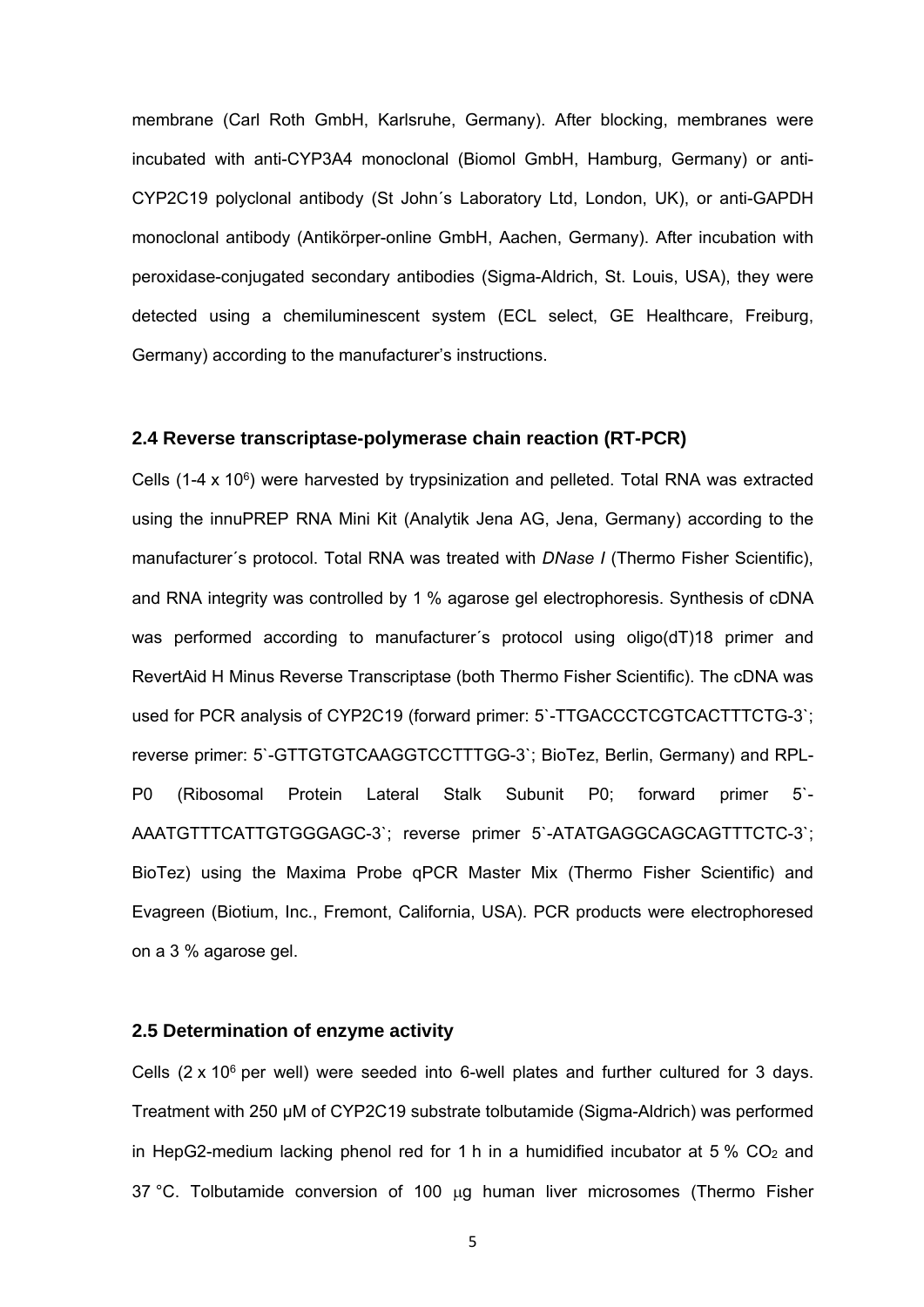membrane (Carl Roth GmbH, Karlsruhe, Germany). After blocking, membranes were incubated with anti-CYP3A4 monoclonal (Biomol GmbH, Hamburg, Germany) or anti-CYP2C19 polyclonal antibody (St John´s Laboratory Ltd, London, UK), or anti-GAPDH monoclonal antibody (Antikörper-online GmbH, Aachen, Germany). After incubation with peroxidase-conjugated secondary antibodies (Sigma-Aldrich, St. Louis, USA), they were detected using a chemiluminescent system (ECL select, GE Healthcare, Freiburg, Germany) according to the manufacturer's instructions.

### 2.4 Reverse transcriptase-polymerase chain reaction (RT-PCR)

Cells (1-4 x $10^6$) were harvested by trypsinization and pelleted. Total RNA was extracted using the innuPREP RNA Mini Kit (Analytik Jena AG, Jena, Germany) according to the manufacturer´s protocol. Total RNA was treated with *DNase I* (Thermo Fisher Scientific), and RNA integrity was controlled by 1 % agarose gel electrophoresis. Synthesis of cDNA was performed according to manufacturer´s protocol using oligo(dT)18 primer and RevertAid H Minus Reverse Transcriptase (both Thermo Fisher Scientific). The cDNA was used for PCR analysis of CYP2C19 (forward primer: 5`-TTGACCCTCGTCACTTTCTG-3`; reverse primer: 5`-GTTGTGTCAAGGTCCTTTGG-3`; BioTez, Berlin, Germany) and RPL-P0 (Ribosomal Protein Lateral Stalk Subunit P0; forward primer 5`-AAATGTTTCATTGTGGGAGC-3`; reverse primer 5`-ATATGAGGCAGCAGTTTCTC-3`; BioTez) using the Maxima Probe qPCR Master Mix (Thermo Fisher Scientific) and Evagreen (Biotium, Inc., Fremont, California, USA). PCR products were electrophoresed on a 3 % agarose gel.

### 2.5 Determination of enzyme activity

Cells (2 x $10^6$ per well) were seeded into 6-well plates and further cultured for 3 days. Treatment with 250 µM of CYP2C19 substrate tolbutamide (Sigma-Aldrich) was performed in HepG2-medium lacking phenol red for 1 h in a humidified incubator at 5 % $CO_2$ and 37 °C. Tolbutamide conversion of 100 µg human liver microsomes (Thermo Fisher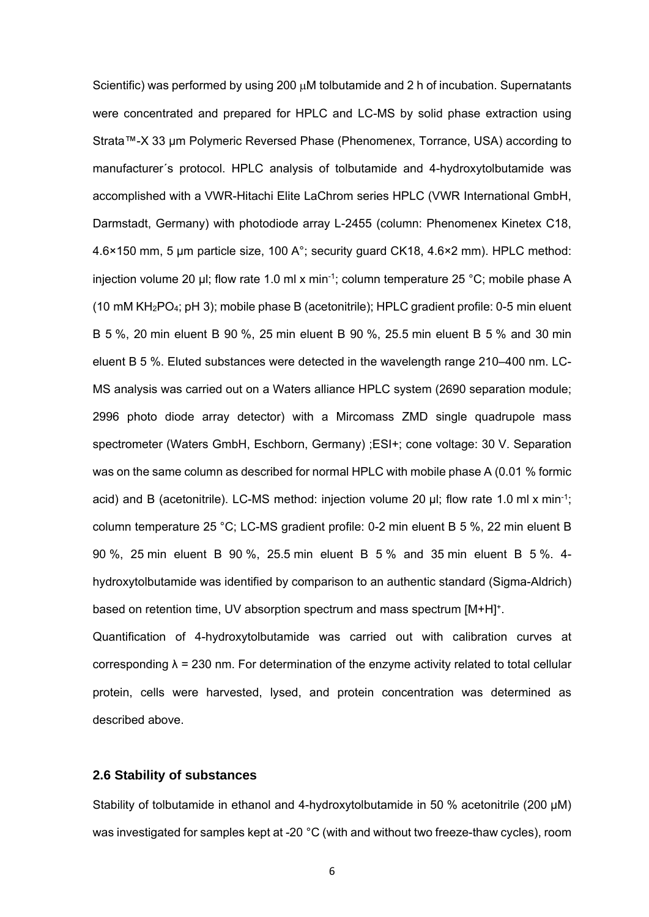Scientific) was performed by using 200 μM tolbutamide and 2 h of incubation. Supernatants were concentrated and prepared for HPLC and LC-MS by solid phase extraction using Strata™-X 33 µm Polymeric Reversed Phase (Phenomenex, Torrance, USA) according to manufacturer´s protocol. HPLC analysis of tolbutamide and 4-hydroxytolbutamide was accomplished with a VWR-Hitachi Elite LaChrom series HPLC (VWR International GmbH, Darmstadt, Germany) with photodiode array L-2455 (column: Phenomenex Kinetex C18, 4.6×150 mm, 5 µm particle size, 100 A°; security guard CK18, 4.6×2 mm). HPLC method: injection volume 20 µl; flow rate 1.0 ml x min$^{-1}$; column temperature 25 °C; mobile phase A (10 mM $KH_2PO_4$; pH 3); mobile phase B (acetonitrile); HPLC gradient profile: 0-5 min eluent B 5 %, 20 min eluent B 90 %, 25 min eluent B 90 %, 25.5 min eluent B 5 % and 30 min eluent B 5 %. Eluted substances were detected in the wavelength range 210–400 nm. LC-MS analysis was carried out on a Waters alliance HPLC system (2690 separation module; 2996 photo diode array detector) with a Mircomass ZMD single quadrupole mass spectrometer (Waters GmbH, Eschborn, Germany) ;ESI+; cone voltage: 30 V. Separation was on the same column as described for normal HPLC with mobile phase A (0.01 % formic acid) and B (acetonitrile). LC-MS method: injection volume 20 µl; flow rate 1.0 ml x min$^{-1}$; column temperature 25 °C; LC-MS gradient profile: 0-2 min eluent B 5 %, 22 min eluent B 90 %, 25 min eluent B 90 %, 25.5 min eluent B 5 % and 35 min eluent B 5 %. 4-hydroxytolbutamide was identified by comparison to an authentic standard (Sigma-Aldrich) based on retention time, UV absorption spectrum and mass spectrum $[M+H]^+$.

Quantification of 4-hydroxytolbutamide was carried out with calibration curves at corresponding λ = 230 nm. For determination of the enzyme activity related to total cellular protein, cells were harvested, lysed, and protein concentration was determined as described above.

### 2.6 Stability of substances

Stability of tolbutamide in ethanol and 4-hydroxytolbutamide in 50 % acetonitrile (200 µM) was investigated for samples kept at -20 °C (with and without two freeze-thaw cycles), room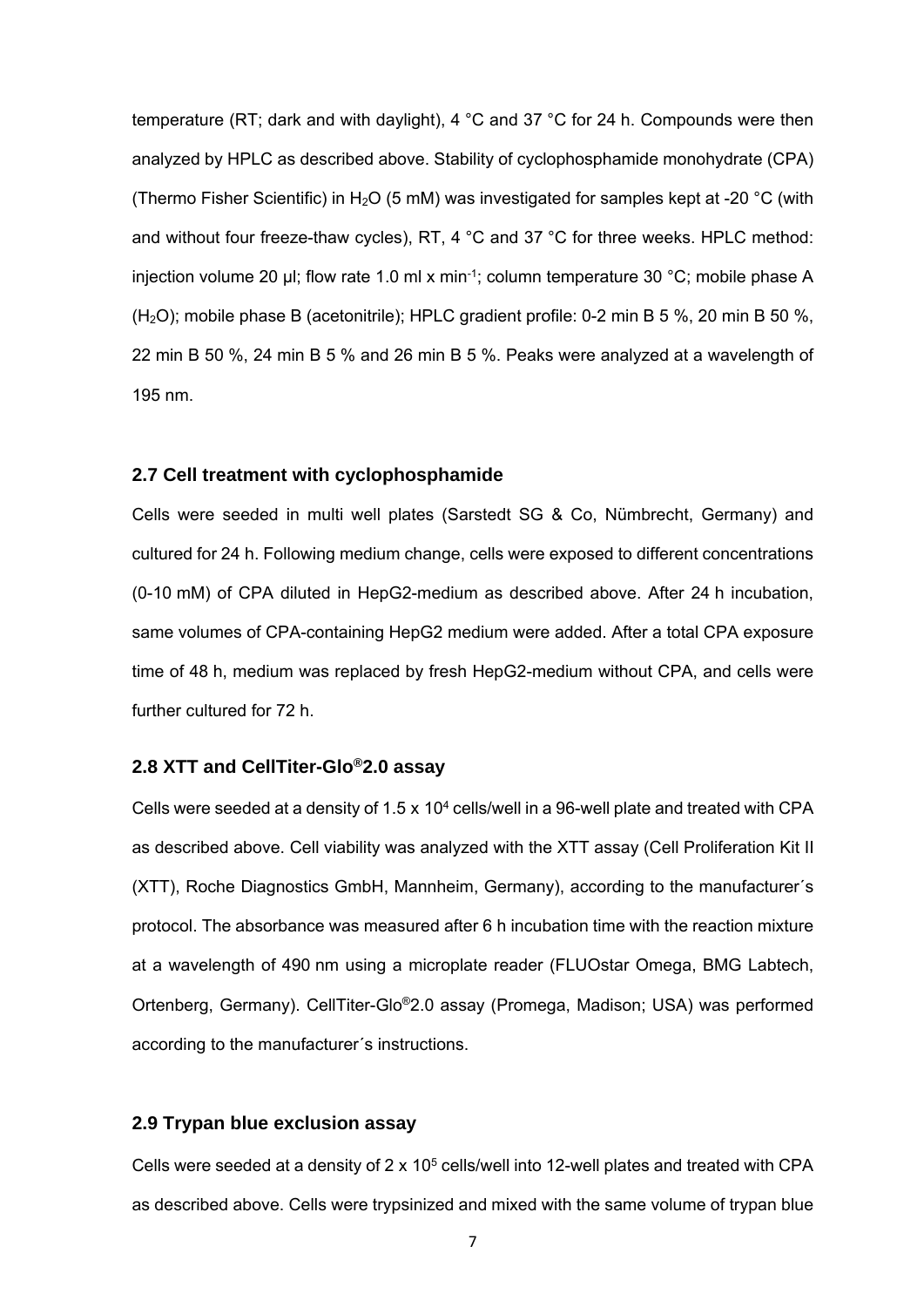temperature (RT; dark and with daylight), 4 °C and 37 °C for 24 h. Compounds were then analyzed by HPLC as described above. Stability of cyclophosphamide monohydrate (CPA) (Thermo Fisher Scientific) in $H_2O$ (5 mM) was investigated for samples kept at -20 °C (with and without four freeze-thaw cycles), RT, 4 °C and 37 °C for three weeks. HPLC method: injection volume 20 µl; flow rate 1.0 ml x min$^{-1}$; column temperature 30 °C; mobile phase A ($H_2O$); mobile phase B (acetonitrile); HPLC gradient profile: 0-2 min B 5 %, 20 min B 50 %, 22 min B 50 %, 24 min B 5 % and 26 min B 5 %. Peaks were analyzed at a wavelength of 195 nm.

### 2.7 Cell treatment with cyclophosphamide

Cells were seeded in multi well plates (Sarstedt SG & Co, Nümbrecht, Germany) and cultured for 24 h. Following medium change, cells were exposed to different concentrations (0-10 mM) of CPA diluted in HepG2-medium as described above. After 24 h incubation, same volumes of CPA-containing HepG2 medium were added. After a total CPA exposure time of 48 h, medium was replaced by fresh HepG2-medium without CPA, and cells were further cultured for 72 h.

### 2.8 XTT and CellTiter-Glo®2.0 assay

Cells were seeded at a density of 1.5 x $10^4$ cells/well in a 96-well plate and treated with CPA as described above. Cell viability was analyzed with the XTT assay (Cell Proliferation Kit II (XTT), Roche Diagnostics GmbH, Mannheim, Germany), according to the manufacturer´s protocol. The absorbance was measured after 6 h incubation time with the reaction mixture at a wavelength of 490 nm using a microplate reader (FLUOstar Omega, BMG Labtech, Ortenberg, Germany). CellTiter-Glo®2.0 assay (Promega, Madison; USA) was performed according to the manufacturer´s instructions.

### 2.9 Trypan blue exclusion assay

Cells were seeded at a density of 2 x $10^5$ cells/well into 12-well plates and treated with CPA as described above. Cells were trypsinized and mixed with the same volume of trypan blue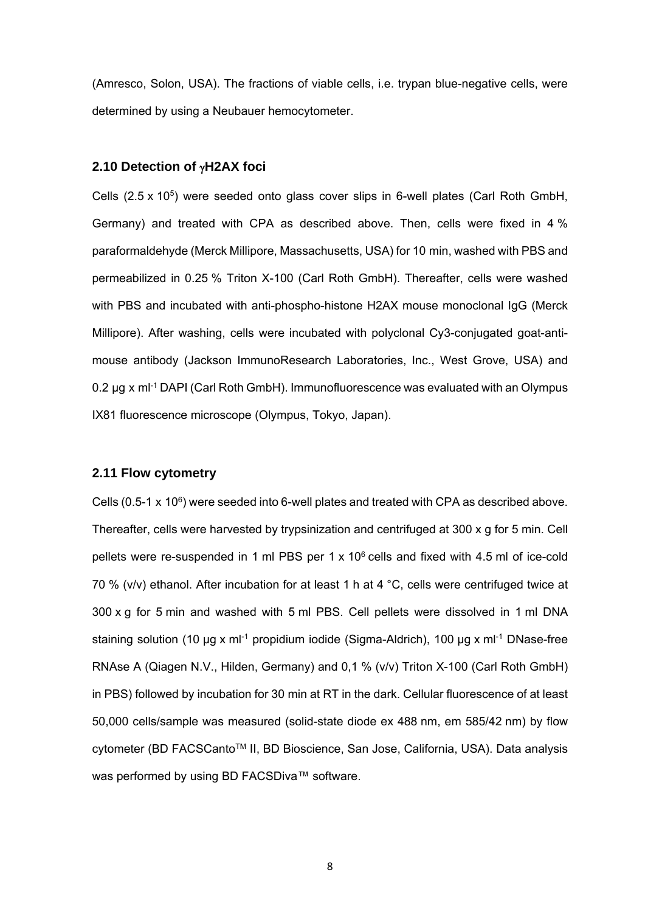(Amresco, Solon, USA). The fractions of viable cells, i.e. trypan blue-negative cells, were determined by using a Neubauer hemocytometer.

### 2.10 Detection of γH2AX foci

Cells (2.5 x $10^5$) were seeded onto glass cover slips in 6-well plates (Carl Roth GmbH, Germany) and treated with CPA as described above. Then, cells were fixed in 4 % paraformaldehyde (Merck Millipore, Massachusetts, USA) for 10 min, washed with PBS and permeabilized in 0.25 % Triton X-100 (Carl Roth GmbH). Thereafter, cells were washed with PBS and incubated with anti-phospho-histone H2AX mouse monoclonal IgG (Merck Millipore). After washing, cells were incubated with polyclonal Cy3-conjugated goat-anti-mouse antibody (Jackson ImmunoResearch Laboratories, Inc., West Grove, USA) and 0.2 µg x $ml^{-1}$ DAPI (Carl Roth GmbH). Immunofluorescence was evaluated with an Olympus IX81 fluorescence microscope (Olympus, Tokyo, Japan).

### 2.11 Flow cytometry

Cells (0.5-1 x $10^6$) were seeded into 6-well plates and treated with CPA as described above. Thereafter, cells were harvested by trypsinization and centrifuged at 300 x g for 5 min. Cell pellets were re-suspended in 1 ml PBS per 1 x $10^6$ cells and fixed with 4.5 ml of ice-cold 70 % (v/v) ethanol. After incubation for at least 1 h at 4 °C, cells were centrifuged twice at 300 x g for 5 min and washed with 5 ml PBS. Cell pellets were dissolved in 1 ml DNA staining solution (10 µg x $ml^{-1}$ propidium iodide (Sigma-Aldrich), 100 µg x $ml^{-1}$ DNase-free RNAse A (Qiagen N.V., Hilden, Germany) and 0,1 % (v/v) Triton X-100 (Carl Roth GmbH) in PBS) followed by incubation for 30 min at RT in the dark. Cellular fluorescence of at least 50,000 cells/sample was measured (solid-state diode ex 488 nm, em 585/42 nm) by flow cytometer (BD FACSCanto™ II, BD Bioscience, San Jose, California, USA). Data analysis was performed by using BD FACSDiva™ software.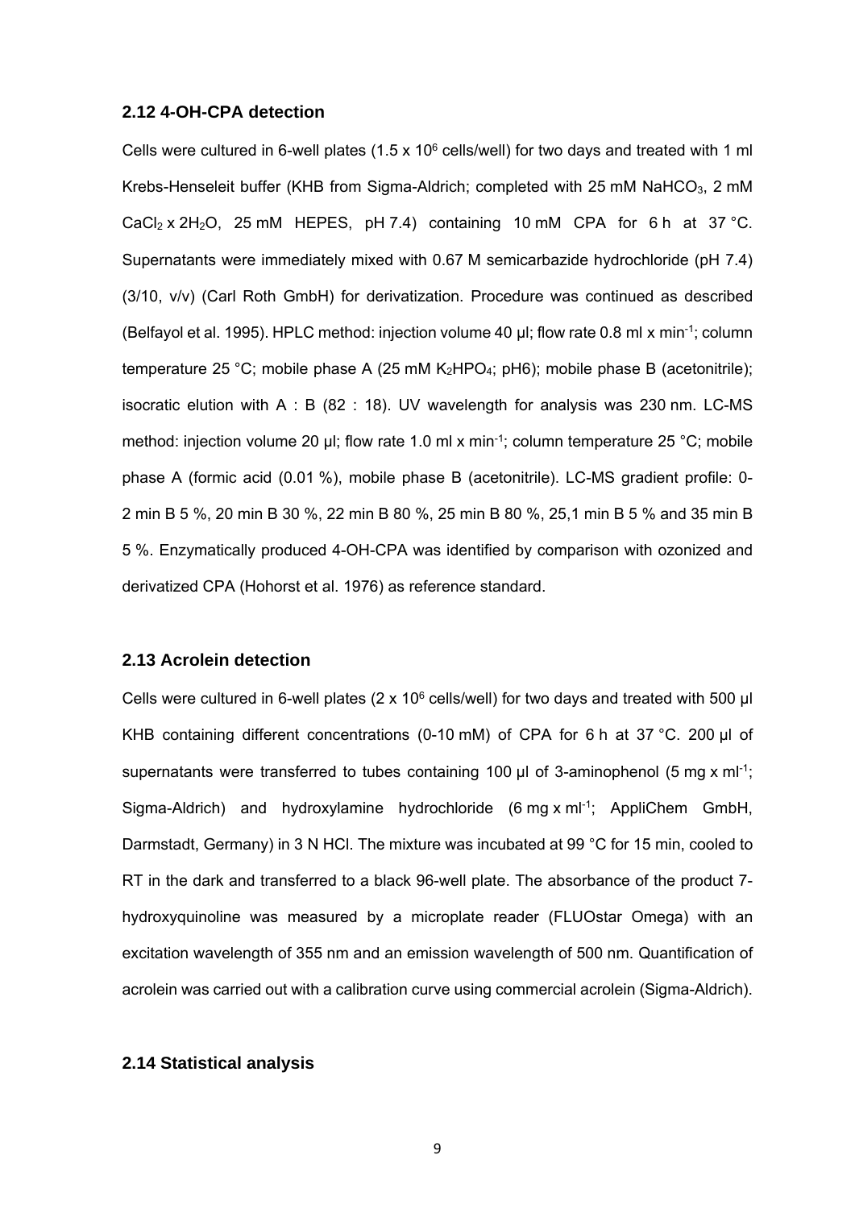### 2.12 4-OH-CPA detection

Cells were cultured in 6-well plates ($1.5 \times 10^6$ cells/well) for two days and treated with 1 ml Krebs-Henseleit buffer (KHB from Sigma-Aldrich; completed with 25 mM $NaHCO_3$, 2 mM $CaCl_2 \times 2H_2O$, 25 mM HEPES, pH 7.4) containing 10 mM CPA for 6 h at 37 °C. Supernatants were immediately mixed with 0.67 M semicarbazide hydrochloride (pH 7.4) (3/10, v/v) (Carl Roth GmbH) for derivatization. Procedure was continued as described (Belfayol et al. 1995). HPLC method: injection volume 40 µl; flow rate 0.8 ml x min$^{-1}$; column temperature 25 °C; mobile phase A (25 mM $K_2HPO_4$; pH6); mobile phase B (acetonitrile); isocratic elution with A : B (82 : 18). UV wavelength for analysis was 230 nm. LC-MS method: injection volume 20 µl; flow rate 1.0 ml x min$^{-1}$; column temperature 25 °C; mobile phase A (formic acid (0.01 %), mobile phase B (acetonitrile). LC-MS gradient profile: 0-2 min B 5 %, 20 min B 30 %, 22 min B 80 %, 25 min B 80 %, 25,1 min B 5 % and 35 min B 5 %. Enzymatically produced 4-OH-CPA was identified by comparison with ozonized and derivatized CPA (Hohorst et al. 1976) as reference standard.

### 2.13 Acrolein detection

Cells were cultured in 6-well plates ($2 \times 10^6$ cells/well) for two days and treated with 500 µl KHB containing different concentrations (0-10 mM) of CPA for 6 h at 37 °C. 200 µl of supernatants were transferred to tubes containing 100 µl of 3-aminophenol (5 mg x ml$^{-1}$; Sigma-Aldrich) and hydroxylamine hydrochloride (6 mg x ml$^{-1}$; AppliChem GmbH, Darmstadt, Germany) in 3 N HCl. The mixture was incubated at 99 °C for 15 min, cooled to RT in the dark and transferred to a black 96-well plate. The absorbance of the product 7-hydroxyquinoline was measured by a microplate reader (FLUOstar Omega) with an excitation wavelength of 355 nm and an emission wavelength of 500 nm. Quantification of acrolein was carried out with a calibration curve using commercial acrolein (Sigma-Aldrich).

### 2.14 Statistical analysis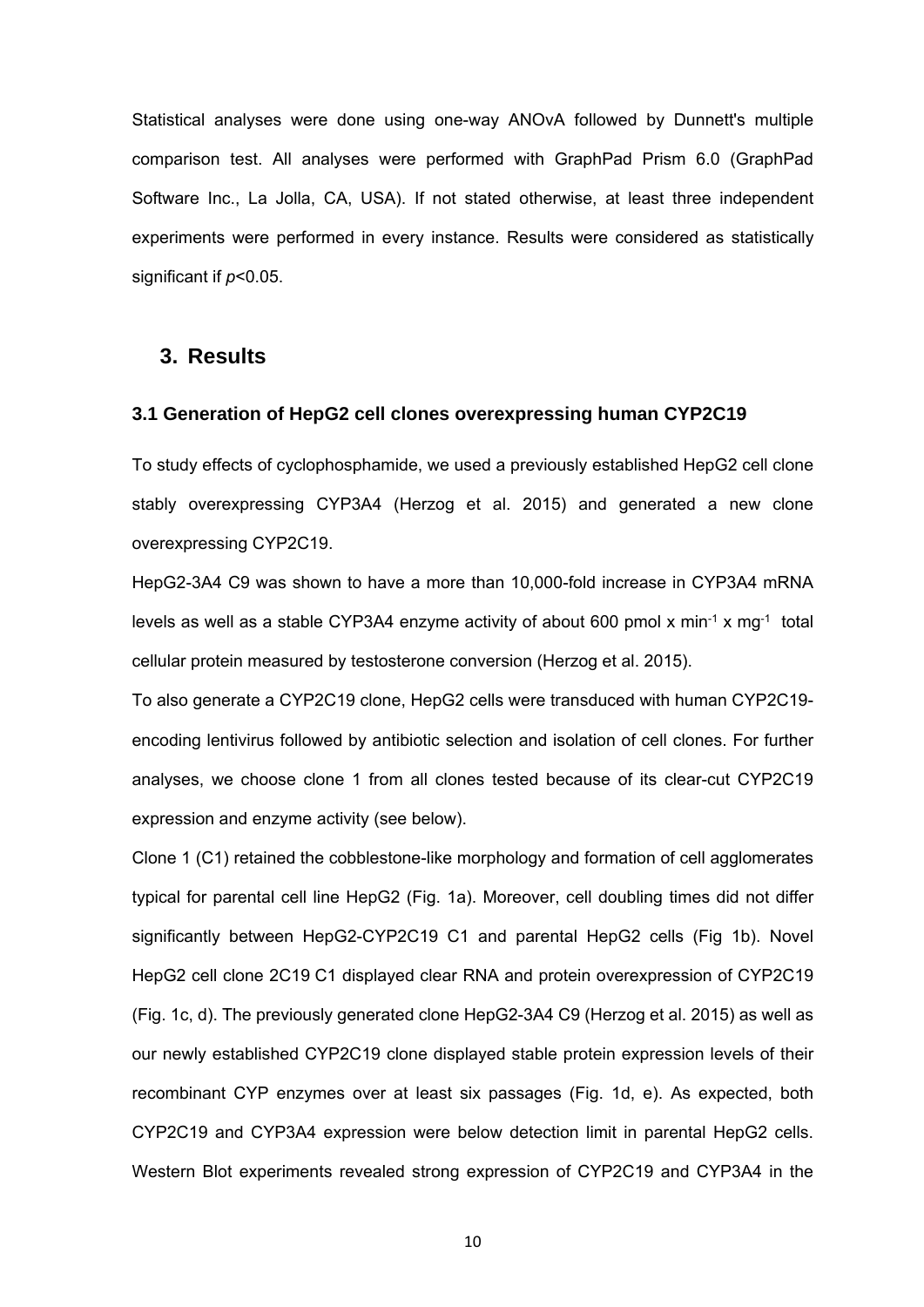Statistical analyses were done using one-way ANOvA followed by Dunnett's multiple comparison test. All analyses were performed with GraphPad Prism 6.0 (GraphPad Software Inc., La Jolla, CA, USA). If not stated otherwise, at least three independent experiments were performed in every instance. Results were considered as statistically significant if $p<0.05$.

# 3. Results

## 3.1 Generation of HepG2 cell clones overexpressing human CYP2C19

To study effects of cyclophosphamide, we used a previously established HepG2 cell clone stably overexpressing CYP3A4 (Herzog et al. 2015) and generated a new clone overexpressing CYP2C19.

HepG2-3A4 C9 was shown to have a more than 10,000-fold increase in CYP3A4 mRNA levels as well as a stable CYP3A4 enzyme activity of about 600 pmol x $min^{-1}$ x $mg^{-1}$ total cellular protein measured by testosterone conversion (Herzog et al. 2015).

To also generate a CYP2C19 clone, HepG2 cells were transduced with human CYP2C19-encoding lentivirus followed by antibiotic selection and isolation of cell clones. For further analyses, we choose clone 1 from all clones tested because of its clear-cut CYP2C19 expression and enzyme activity (see below).

Clone 1 (C1) retained the cobblestone-like morphology and formation of cell agglomerates typical for parental cell line HepG2 (Fig. 1a). Moreover, cell doubling times did not differ significantly between HepG2-CYP2C19 C1 and parental HepG2 cells (Fig 1b). Novel HepG2 cell clone 2C19 C1 displayed clear RNA and protein overexpression of CYP2C19 (Fig. 1c, d). The previously generated clone HepG2-3A4 C9 (Herzog et al. 2015) as well as our newly established CYP2C19 clone displayed stable protein expression levels of their recombinant CYP enzymes over at least six passages (Fig. 1d, e). As expected, both CYP2C19 and CYP3A4 expression were below detection limit in parental HepG2 cells. Western Blot experiments revealed strong expression of CYP2C19 and CYP3A4 in the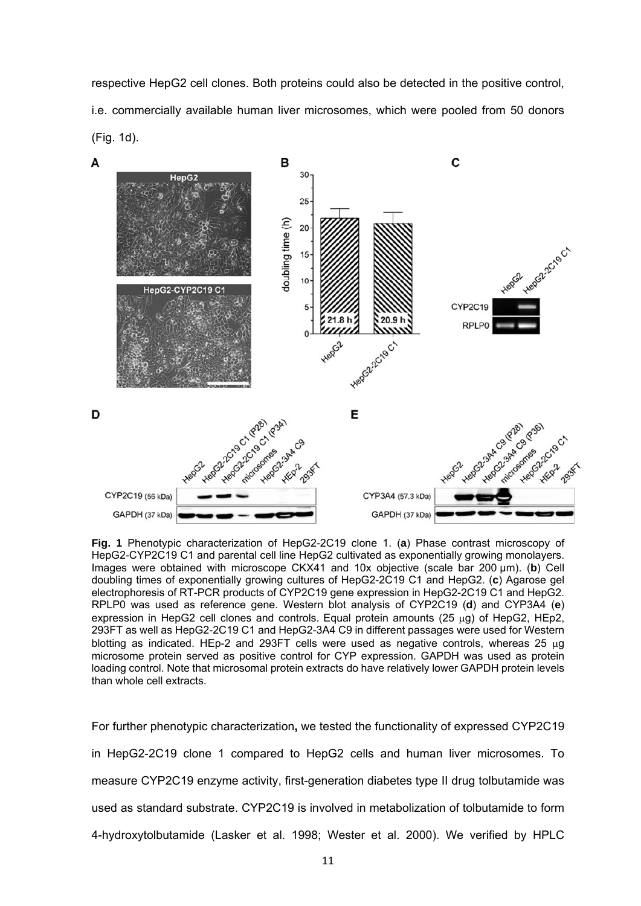respective HepG2 cell clones. Both proteins could also be detected in the positive control, i.e. commercially available human liver microsomes, which were pooled from 50 donors (Fig. 1d).

**Fig. 1** Phenotypic characterization of HepG2-2C19 clone 1. (**a**) Phase contrast microscopy of HepG2-CYP2C19 C1 and parental cell line HepG2 cultivated as exponentially growing monolayers. Images were obtained with microscope CKX41 and 10x objective (scale bar 200 µm). (**b**) Cell doubling times of exponentially growing cultures of HepG2-2C19 C1 and HepG2. (**c**) Agarose gel electrophoresis of RT-PCR products of CYP2C19 gene expression in HepG2-2C19 C1 and HepG2. RPLP0 was used as reference gene. Western blot analysis of CYP2C19 (**d**) and CYP3A4 (**e**) expression in HepG2 cell clones and controls. Equal protein amounts (25 µg) of HepG2, HEp2, 293FT as well as HepG2-2C19 C1 and HepG2-3A4 C9 in different passages were used for Western blotting as indicated. HEp-2 and 293FT cells were used as negative controls, whereas 25 µg microsome protein served as positive control for CYP expression. GAPDH was used as protein loading control. Note that microsomal protein extracts do have relatively lower GAPDH protein levels than whole cell extracts.

For further phenotypic characterization**,** we tested the functionality of expressed CYP2C19 in HepG2-2C19 clone 1 compared to HepG2 cells and human liver microsomes. To measure CYP2C19 enzyme activity, first-generation diabetes type II drug tolbutamide was used as standard substrate. CYP2C19 is involved in metabolization of tolbutamide to form 4-hydroxytolbutamide (Lasker et al. 1998; Wester et al. 2000). We verified by HPLC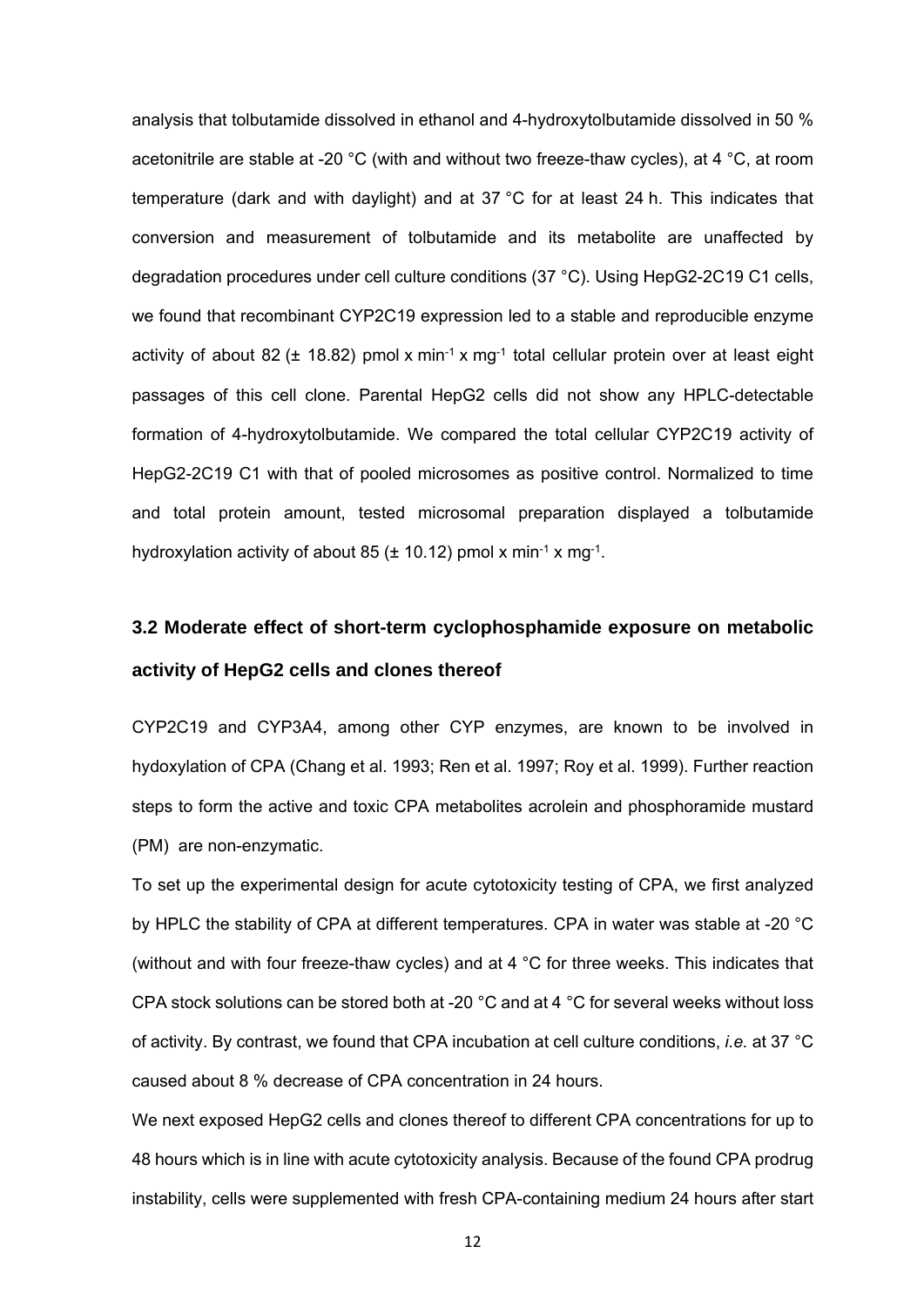analysis that tolbutamide dissolved in ethanol and 4-hydroxytolbutamide dissolved in 50 % acetonitrile are stable at -20 °C (with and without two freeze-thaw cycles), at 4 °C, at room temperature (dark and with daylight) and at 37 °C for at least 24 h. This indicates that conversion and measurement of tolbutamide and its metabolite are unaffected by degradation procedures under cell culture conditions (37 °C). Using HepG2-2C19 C1 cells, we found that recombinant CYP2C19 expression led to a stable and reproducible enzyme activity of about 82 (± 18.82) pmol x $min^{-1}$ x $mg^{-1}$ total cellular protein over at least eight passages of this cell clone. Parental HepG2 cells did not show any HPLC-detectable formation of 4-hydroxytolbutamide. We compared the total cellular CYP2C19 activity of HepG2-2C19 C1 with that of pooled microsomes as positive control. Normalized to time and total protein amount, tested microsomal preparation displayed a tolbutamide hydroxylation activity of about 85 (± 10.12) pmol x $min^{-1}$ x $mg^{-1}$.

### 3.2 Moderate effect of short-term cyclophosphamide exposure on metabolic activity of HepG2 cells and clones thereof

CYP2C19 and CYP3A4, among other CYP enzymes, are known to be involved in hydoxylation of CPA (Chang et al. 1993; Ren et al. 1997; Roy et al. 1999). Further reaction steps to form the active and toxic CPA metabolites acrolein and phosphoramide mustard (PM) are non-enzymatic.

To set up the experimental design for acute cytotoxicity testing of CPA, we first analyzed by HPLC the stability of CPA at different temperatures. CPA in water was stable at -20 °C (without and with four freeze-thaw cycles) and at 4 °C for three weeks. This indicates that CPA stock solutions can be stored both at -20 °C and at 4 °C for several weeks without loss of activity. By contrast, we found that CPA incubation at cell culture conditions, *i.e.* at 37 °C caused about 8 % decrease of CPA concentration in 24 hours.

We next exposed HepG2 cells and clones thereof to different CPA concentrations for up to 48 hours which is in line with acute cytotoxicity analysis. Because of the found CPA prodrug instability, cells were supplemented with fresh CPA-containing medium 24 hours after start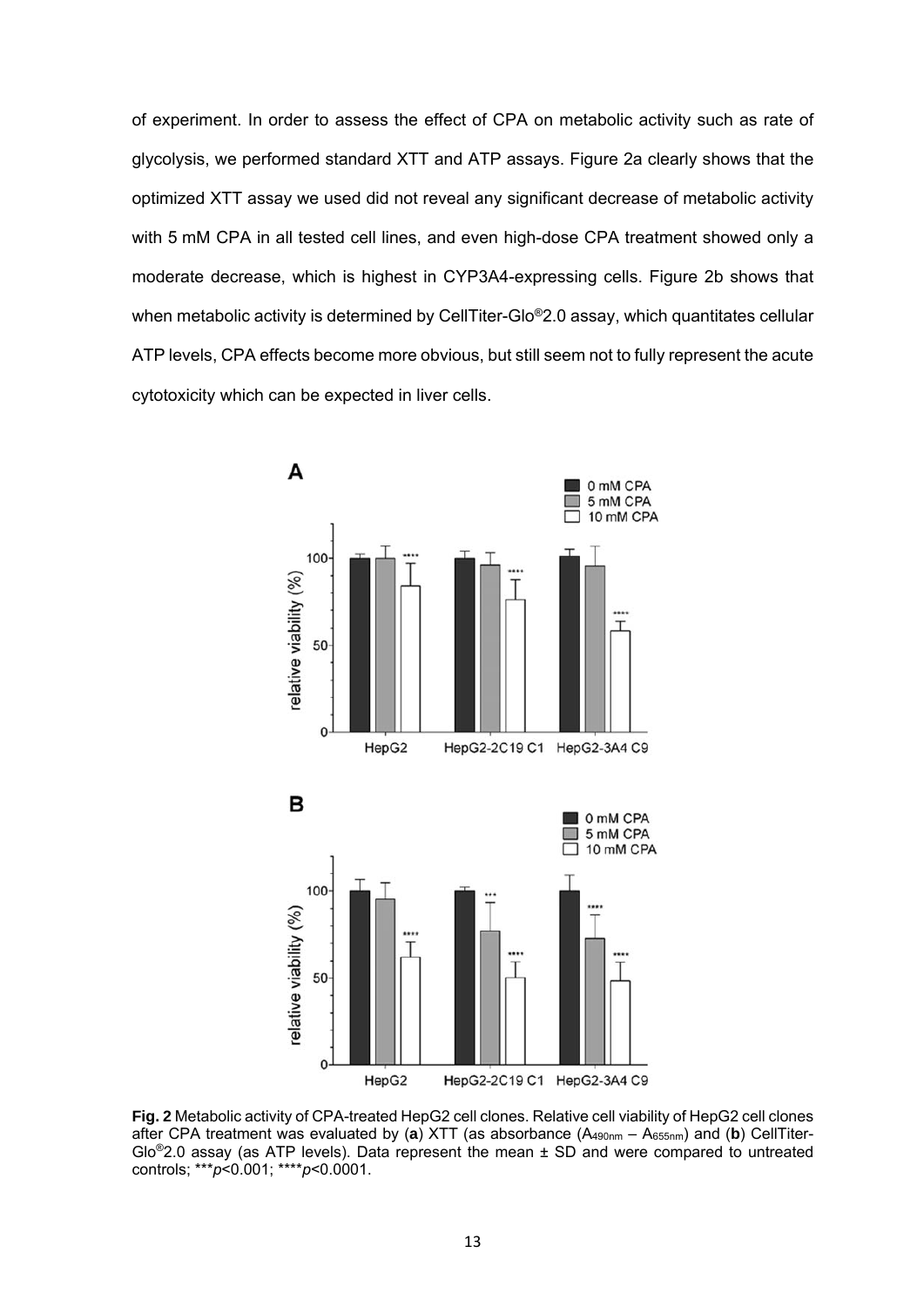of experiment. In order to assess the effect of CPA on metabolic activity such as rate of glycolysis, we performed standard XTT and ATP assays. Figure 2a clearly shows that the optimized XTT assay we used did not reveal any significant decrease of metabolic activity with 5 mM CPA in all tested cell lines, and even high-dose CPA treatment showed only a moderate decrease, which is highest in CYP3A4-expressing cells. Figure 2b shows that when metabolic activity is determined by CellTiter-Glo®2.0 assay, which quantitates cellular ATP levels, CPA effects become more obvious, but still seem not to fully represent the acute cytotoxicity which can be expected in liver cells.

**Fig. 2** Metabolic activity of CPA-treated HepG2 cell clones. Relative cell viability of HepG2 cell clones after CPA treatment was evaluated by (**a**) XTT (as absorbance ($A_{490nm}$ – $A_{655nm}$) and (**b**) CellTiter-Glo®2.0 assay (as ATP levels). Data represent the mean ± SD and were compared to untreated controls; ***$p$<0.001; ****$p$<0.0001.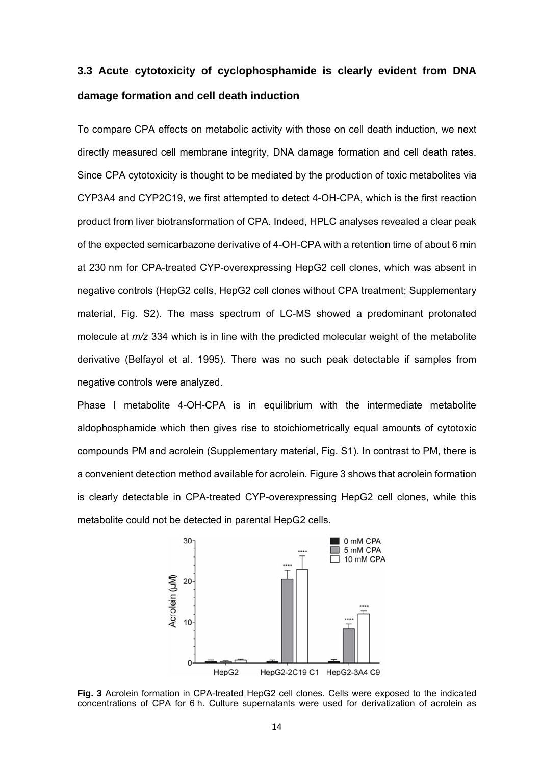### 3.3 Acute cytotoxicity of cyclophosphamide is clearly evident from DNA damage formation and cell death induction

To compare CPA effects on metabolic activity with those on cell death induction, we next directly measured cell membrane integrity, DNA damage formation and cell death rates. Since CPA cytotoxicity is thought to be mediated by the production of toxic metabolites via CYP3A4 and CYP2C19, we first attempted to detect 4-OH-CPA, which is the first reaction product from liver biotransformation of CPA. Indeed, HPLC analyses revealed a clear peak of the expected semicarbazone derivative of 4-OH-CPA with a retention time of about 6 min at 230 nm for CPA-treated CYP-overexpressing HepG2 cell clones, which was absent in negative controls (HepG2 cells, HepG2 cell clones without CPA treatment; Supplementary material, Fig. S2). The mass spectrum of LC-MS showed a predominant protonated molecule at *m/z* 334 which is in line with the predicted molecular weight of the metabolite derivative (Belfayol et al. 1995). There was no such peak detectable if samples from negative controls were analyzed.

Phase I metabolite 4-OH-CPA is in equilibrium with the intermediate metabolite aldophosphamide which then gives rise to stoichiometrically equal amounts of cytotoxic compounds PM and acrolein (Supplementary material, Fig. S1). In contrast to PM, there is a convenient detection method available for acrolein. Figure 3 shows that acrolein formation is clearly detectable in CPA-treated CYP-overexpressing HepG2 cell clones, while this metabolite could not be detected in parental HepG2 cells.

**Fig. 3** Acrolein formation in CPA-treated HepG2 cell clones. Cells were exposed to the indicated concentrations of CPA for 6 h. Culture supernatants were used for derivatization of acrolein as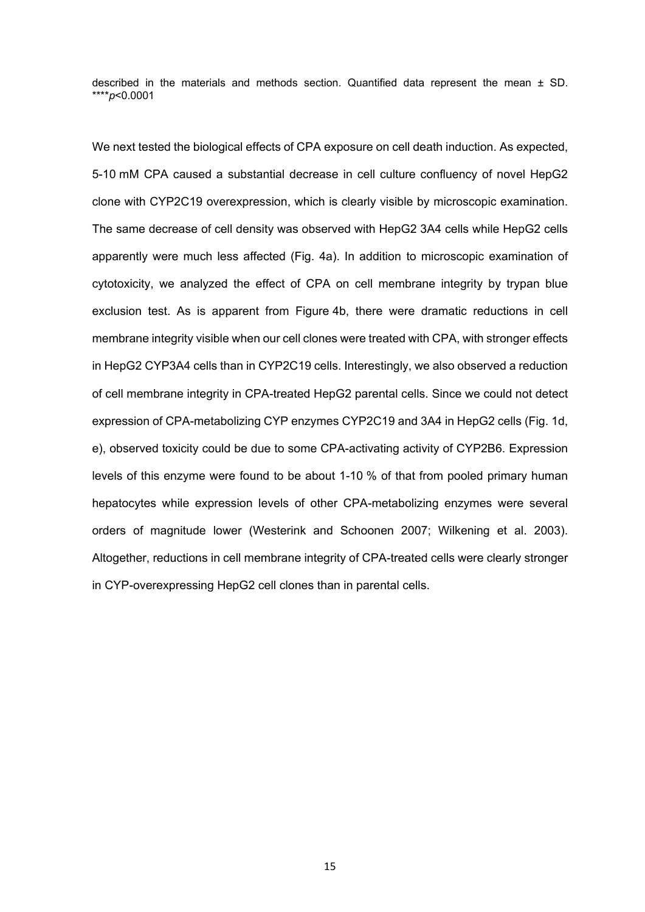described in the materials and methods section. Quantified data represent the mean ± SD. ****$p$<0.0001

We next tested the biological effects of CPA exposure on cell death induction. As expected, 5-10 mM CPA caused a substantial decrease in cell culture confluency of novel HepG2 clone with CYP2C19 overexpression, which is clearly visible by microscopic examination. The same decrease of cell density was observed with HepG2 3A4 cells while HepG2 cells apparently were much less affected (Fig. 4a). In addition to microscopic examination of cytotoxicity, we analyzed the effect of CPA on cell membrane integrity by trypan blue exclusion test. As is apparent from Figure 4b, there were dramatic reductions in cell membrane integrity visible when our cell clones were treated with CPA, with stronger effects in HepG2 CYP3A4 cells than in CYP2C19 cells. Interestingly, we also observed a reduction of cell membrane integrity in CPA-treated HepG2 parental cells. Since we could not detect expression of CPA-metabolizing CYP enzymes CYP2C19 and 3A4 in HepG2 cells (Fig. 1d, e), observed toxicity could be due to some CPA-activating activity of CYP2B6. Expression levels of this enzyme were found to be about 1-10 % of that from pooled primary human hepatocytes while expression levels of other CPA-metabolizing enzymes were several orders of magnitude lower (Westerink and Schoonen 2007; Wilkening et al. 2003). Altogether, reductions in cell membrane integrity of CPA-treated cells were clearly stronger in CYP-overexpressing HepG2 cell clones than in parental cells.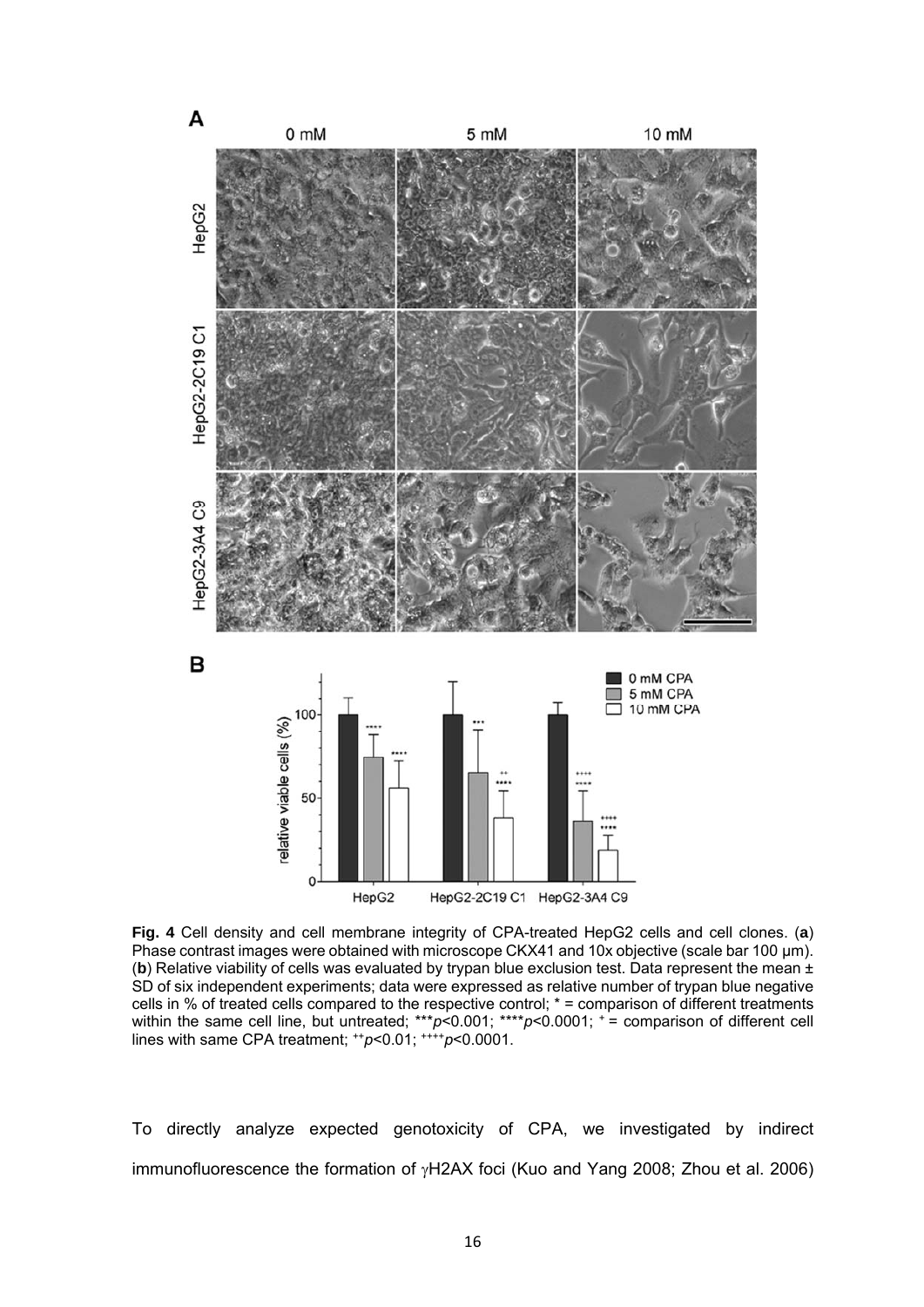**Fig. 4** Cell density and cell membrane integrity of CPA-treated HepG2 cells and cell clones. (**a**) Phase contrast images were obtained with microscope CKX41 and 10x objective (scale bar 100 µm). (**b**) Relative viability of cells was evaluated by trypan blue exclusion test. Data represent the mean ± SD of six independent experiments; data were expressed as relative number of trypan blue negative cells in % of treated cells compared to the respective control; * = comparison of different treatments within the same cell line, but untreated; *** $p$<0.001; **** $p$<0.0001; + = comparison of different cell lines with same CPA treatment; ++ $p$<0.01; ++++ $p$<0.0001.

To directly analyze expected genotoxicity of CPA, we investigated by indirect immunofluorescence the formation of γH2AX foci (Kuo and Yang 2008; Zhou et al. 2006)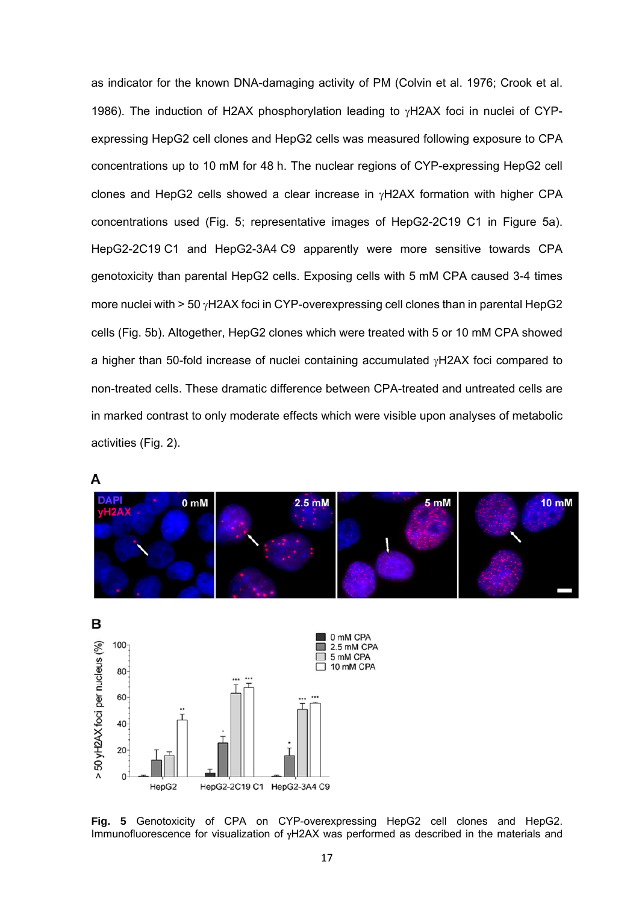as indicator for the known DNA-damaging activity of PM (Colvin et al. 1976; Crook et al. 1986). The induction of H2AX phosphorylation leading to γH2AX foci in nuclei of CYP-expressing HepG2 cell clones and HepG2 cells was measured following exposure to CPA concentrations up to 10 mM for 48 h. The nuclear regions of CYP-expressing HepG2 cell clones and HepG2 cells showed a clear increase in γH2AX formation with higher CPA concentrations used (Fig. 5; representative images of HepG2-2C19 C1 in Figure 5a). HepG2-2C19 C1 and HepG2-3A4 C9 apparently were more sensitive towards CPA genotoxicity than parental HepG2 cells. Exposing cells with 5 mM CPA caused 3-4 times more nuclei with > 50 γH2AX foci in CYP-overexpressing cell clones than in parental HepG2 cells (Fig. 5b). Altogether, HepG2 clones which were treated with 5 or 10 mM CPA showed a higher than 50-fold increase of nuclei containing accumulated γH2AX foci compared to non-treated cells. These dramatic difference between CPA-treated and untreated cells are in marked contrast to only moderate effects which were visible upon analyses of metabolic activities (Fig. 2).

**Fig. 5** Genotoxicity of CPA on CYP-overexpressing HepG2 cell clones and HepG2. Immunofluorescence for visualization of γH2AX was performed as described in the materials and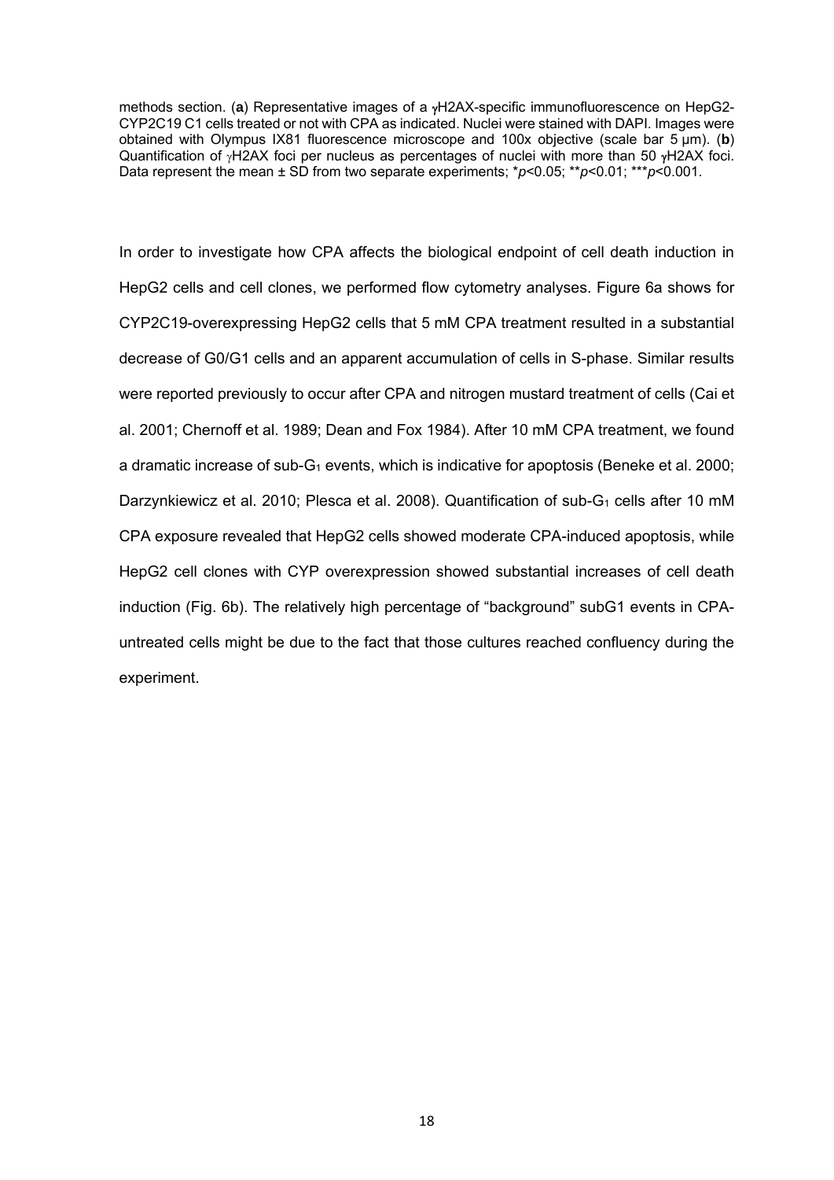methods section. (**a**) Representative images of a γH2AX-specific immunofluorescence on HepG2-CYP2C19 C1 cells treated or not with CPA as indicated. Nuclei were stained with DAPI. Images were obtained with Olympus IX81 fluorescence microscope and 100x objective (scale bar 5 µm). (**b**) Quantification of γH2AX foci per nucleus as percentages of nuclei with more than 50 γH2AX foci. Data represent the mean ± SD from two separate experiments; *$p$<0.05; **$p$<0.01; ***$p$<0.001.

In order to investigate how CPA affects the biological endpoint of cell death induction in HepG2 cells and cell clones, we performed flow cytometry analyses. Figure 6a shows for CYP2C19-overexpressing HepG2 cells that 5 mM CPA treatment resulted in a substantial decrease of G0/G1 cells and an apparent accumulation of cells in S-phase. Similar results were reported previously to occur after CPA and nitrogen mustard treatment of cells (Cai et al. 2001; Chernoff et al. 1989; Dean and Fox 1984). After 10 mM CPA treatment, we found a dramatic increase of sub-$G_1$ events, which is indicative for apoptosis (Beneke et al. 2000; Darzynkiewicz et al. 2010; Plesca et al. 2008). Quantification of sub-$G_1$ cells after 10 mM CPA exposure revealed that HepG2 cells showed moderate CPA-induced apoptosis, while HepG2 cell clones with CYP overexpression showed substantial increases of cell death induction (Fig. 6b). The relatively high percentage of "background" subG1 events in CPA-untreated cells might be due to the fact that those cultures reached confluency during the experiment.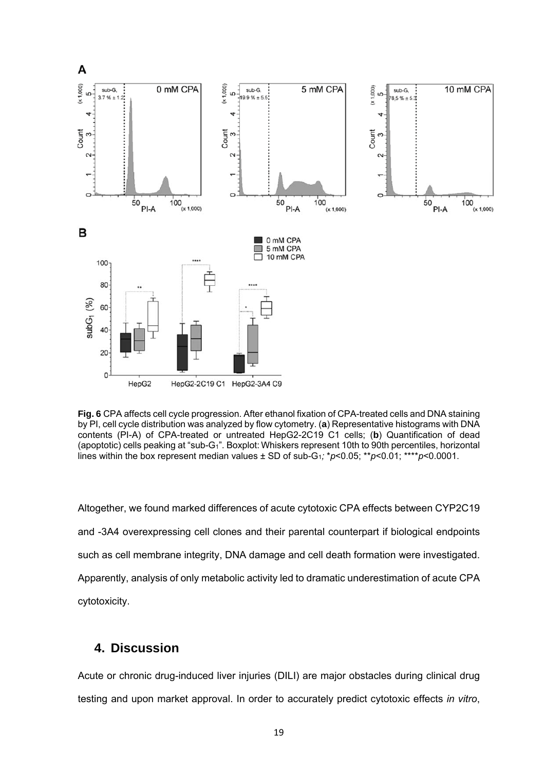**Fig. 6** CPA affects cell cycle progression. After ethanol fixation of CPA-treated cells and DNA staining by PI, cell cycle distribution was analyzed by flow cytometry. (**a**) Representative histograms with DNA contents (PI-A) of CPA-treated or untreated HepG2-2C19 C1 cells; (**b**) Quantification of dead (apoptotic) cells peaking at "sub-$G_1$". Boxplot: Whiskers represent 10th to 90th percentiles, horizontal lines within the box represent median values ± SD of sub-$G_1$; \*$p<0.05$; \*\*$p<0.01$; \*\*\*\*$p<0.0001$.

Altogether, we found marked differences of acute cytotoxic CPA effects between CYP2C19 and -3A4 overexpressing cell clones and their parental counterpart if biological endpoints such as cell membrane integrity, DNA damage and cell death formation were investigated. Apparently, analysis of only metabolic activity led to dramatic underestimation of acute CPA cytotoxicity.

## 4. Discussion

Acute or chronic drug-induced liver injuries (DILI) are major obstacles during clinical drug testing and upon market approval. In order to accurately predict cytotoxic effects *in vitro*,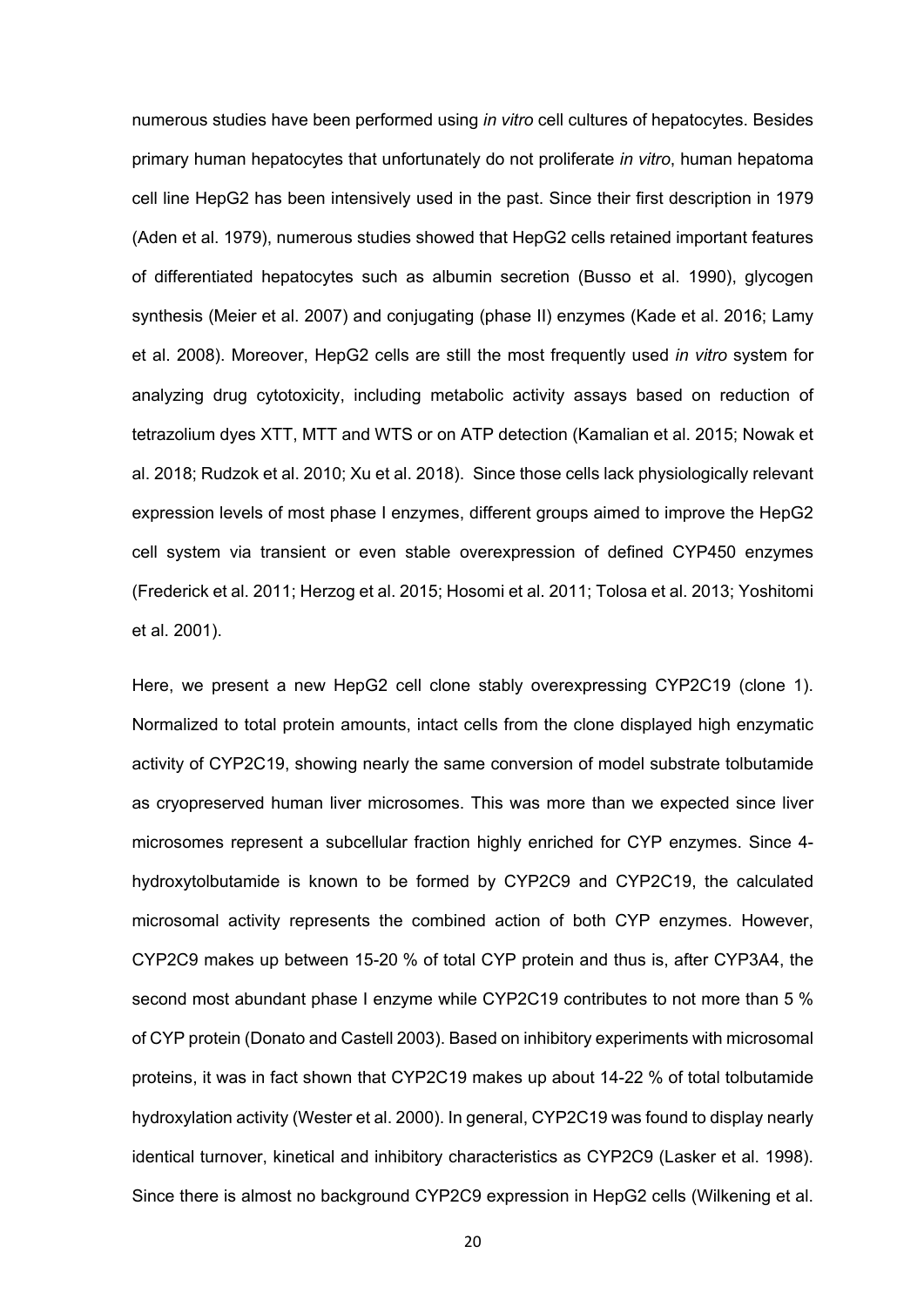numerous studies have been performed using *in vitro* cell cultures of hepatocytes. Besides primary human hepatocytes that unfortunately do not proliferate *in vitro*, human hepatoma cell line HepG2 has been intensively used in the past. Since their first description in 1979 (Aden et al. 1979), numerous studies showed that HepG2 cells retained important features of differentiated hepatocytes such as albumin secretion (Busso et al. 1990), glycogen synthesis (Meier et al. 2007) and conjugating (phase II) enzymes (Kade et al. 2016; Lamy et al. 2008). Moreover, HepG2 cells are still the most frequently used *in vitro* system for analyzing drug cytotoxicity, including metabolic activity assays based on reduction of tetrazolium dyes XTT, MTT and WTS or on ATP detection (Kamalian et al. 2015; Nowak et al. 2018; Rudzok et al. 2010; Xu et al. 2018). Since those cells lack physiologically relevant expression levels of most phase I enzymes, different groups aimed to improve the HepG2 cell system via transient or even stable overexpression of defined CYP450 enzymes (Frederick et al. 2011; Herzog et al. 2015; Hosomi et al. 2011; Tolosa et al. 2013; Yoshitomi et al. 2001).

Here, we present a new HepG2 cell clone stably overexpressing CYP2C19 (clone 1). Normalized to total protein amounts, intact cells from the clone displayed high enzymatic activity of CYP2C19, showing nearly the same conversion of model substrate tolbutamide as cryopreserved human liver microsomes. This was more than we expected since liver microsomes represent a subcellular fraction highly enriched for CYP enzymes. Since 4-hydroxytolbutamide is known to be formed by CYP2C9 and CYP2C19, the calculated microsomal activity represents the combined action of both CYP enzymes. However, CYP2C9 makes up between 15-20 % of total CYP protein and thus is, after CYP3A4, the second most abundant phase I enzyme while CYP2C19 contributes to not more than 5 % of CYP protein (Donato and Castell 2003). Based on inhibitory experiments with microsomal proteins, it was in fact shown that CYP2C19 makes up about 14-22 % of total tolbutamide hydroxylation activity (Wester et al. 2000). In general, CYP2C19 was found to display nearly identical turnover, kinetical and inhibitory characteristics as CYP2C9 (Lasker et al. 1998). Since there is almost no background CYP2C9 expression in HepG2 cells (Wilkening et al.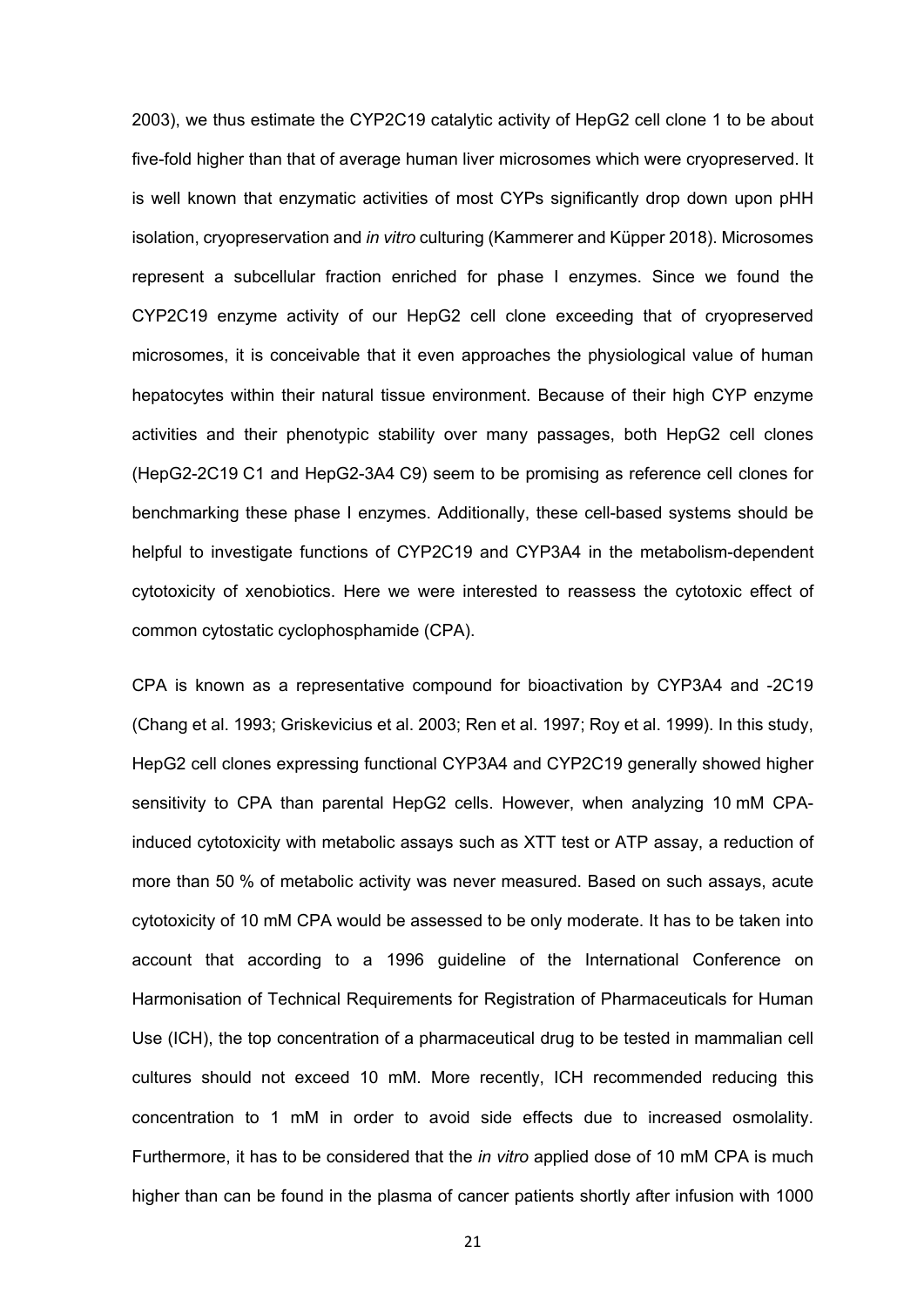2003), we thus estimate the CYP2C19 catalytic activity of HepG2 cell clone 1 to be about five-fold higher than that of average human liver microsomes which were cryopreserved. It is well known that enzymatic activities of most CYPs significantly drop down upon pHH isolation, cryopreservation and *in vitro* culturing (Kammerer and Küpper 2018). Microsomes represent a subcellular fraction enriched for phase I enzymes. Since we found the CYP2C19 enzyme activity of our HepG2 cell clone exceeding that of cryopreserved microsomes, it is conceivable that it even approaches the physiological value of human hepatocytes within their natural tissue environment. Because of their high CYP enzyme activities and their phenotypic stability over many passages, both HepG2 cell clones (HepG2-2C19 C1 and HepG2-3A4 C9) seem to be promising as reference cell clones for benchmarking these phase I enzymes. Additionally, these cell-based systems should be helpful to investigate functions of CYP2C19 and CYP3A4 in the metabolism-dependent cytotoxicity of xenobiotics. Here we were interested to reassess the cytotoxic effect of common cytostatic cyclophosphamide (CPA).

CPA is known as a representative compound for bioactivation by CYP3A4 and -2C19 (Chang et al. 1993; Griskevicius et al. 2003; Ren et al. 1997; Roy et al. 1999). In this study, HepG2 cell clones expressing functional CYP3A4 and CYP2C19 generally showed higher sensitivity to CPA than parental HepG2 cells. However, when analyzing 10 mM CPA-induced cytotoxicity with metabolic assays such as XTT test or ATP assay, a reduction of more than 50 % of metabolic activity was never measured. Based on such assays, acute cytotoxicity of 10 mM CPA would be assessed to be only moderate. It has to be taken into account that according to a 1996 guideline of the International Conference on Harmonisation of Technical Requirements for Registration of Pharmaceuticals for Human Use (ICH), the top concentration of a pharmaceutical drug to be tested in mammalian cell cultures should not exceed 10 mM. More recently, ICH recommended reducing this concentration to 1 mM in order to avoid side effects due to increased osmolality. Furthermore, it has to be considered that the *in vitro* applied dose of 10 mM CPA is much higher than can be found in the plasma of cancer patients shortly after infusion with 1000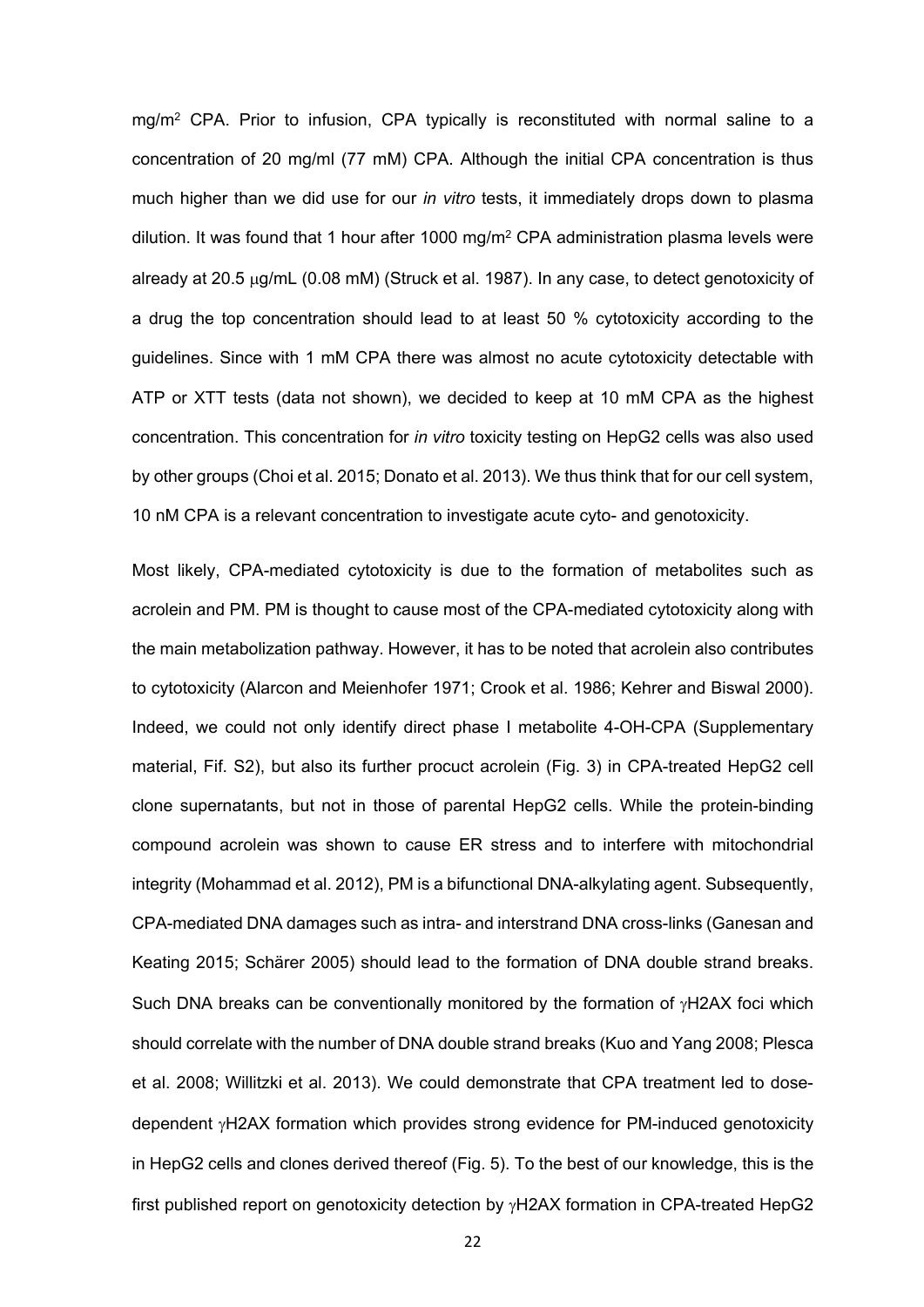mg/m$^2$ CPA. Prior to infusion, CPA typically is reconstituted with normal saline to a concentration of 20 mg/ml (77 mM) CPA. Although the initial CPA concentration is thus much higher than we did use for our *in vitro* tests, it immediately drops down to plasma dilution. It was found that 1 hour after 1000 mg/m$^2$ CPA administration plasma levels were already at 20.5 μg/mL (0.08 mM) (Struck et al. 1987). In any case, to detect genotoxicity of a drug the top concentration should lead to at least 50 % cytotoxicity according to the guidelines. Since with 1 mM CPA there was almost no acute cytotoxicity detectable with ATP or XTT tests (data not shown), we decided to keep at 10 mM CPA as the highest concentration. This concentration for *in vitro* toxicity testing on HepG2 cells was also used by other groups (Choi et al. 2015; Donato et al. 2013). We thus think that for our cell system, 10 nM CPA is a relevant concentration to investigate acute cyto- and genotoxicity.

Most likely, CPA-mediated cytotoxicity is due to the formation of metabolites such as acrolein and PM. PM is thought to cause most of the CPA-mediated cytotoxicity along with the main metabolization pathway. However, it has to be noted that acrolein also contributes to cytotoxicity (Alarcon and Meienhofer 1971; Crook et al. 1986; Kehrer and Biswal 2000). Indeed, we could not only identify direct phase I metabolite 4-OH-CPA (Supplementary material, Fif. S2), but also its further procuct acrolein (Fig. 3) in CPA-treated HepG2 cell clone supernatants, but not in those of parental HepG2 cells. While the protein-binding compound acrolein was shown to cause ER stress and to interfere with mitochondrial integrity (Mohammad et al. 2012), PM is a bifunctional DNA-alkylating agent. Subsequently, CPA-mediated DNA damages such as intra- and interstrand DNA cross-links (Ganesan and Keating 2015; Schärer 2005) should lead to the formation of DNA double strand breaks. Such DNA breaks can be conventionally monitored by the formation of γH2AX foci which should correlate with the number of DNA double strand breaks (Kuo and Yang 2008; Plesca et al. 2008; Willitzki et al. 2013). We could demonstrate that CPA treatment led to dose-dependent γH2AX formation which provides strong evidence for PM-induced genotoxicity in HepG2 cells and clones derived thereof (Fig. 5). To the best of our knowledge, this is the first published report on genotoxicity detection by γH2AX formation in CPA-treated HepG2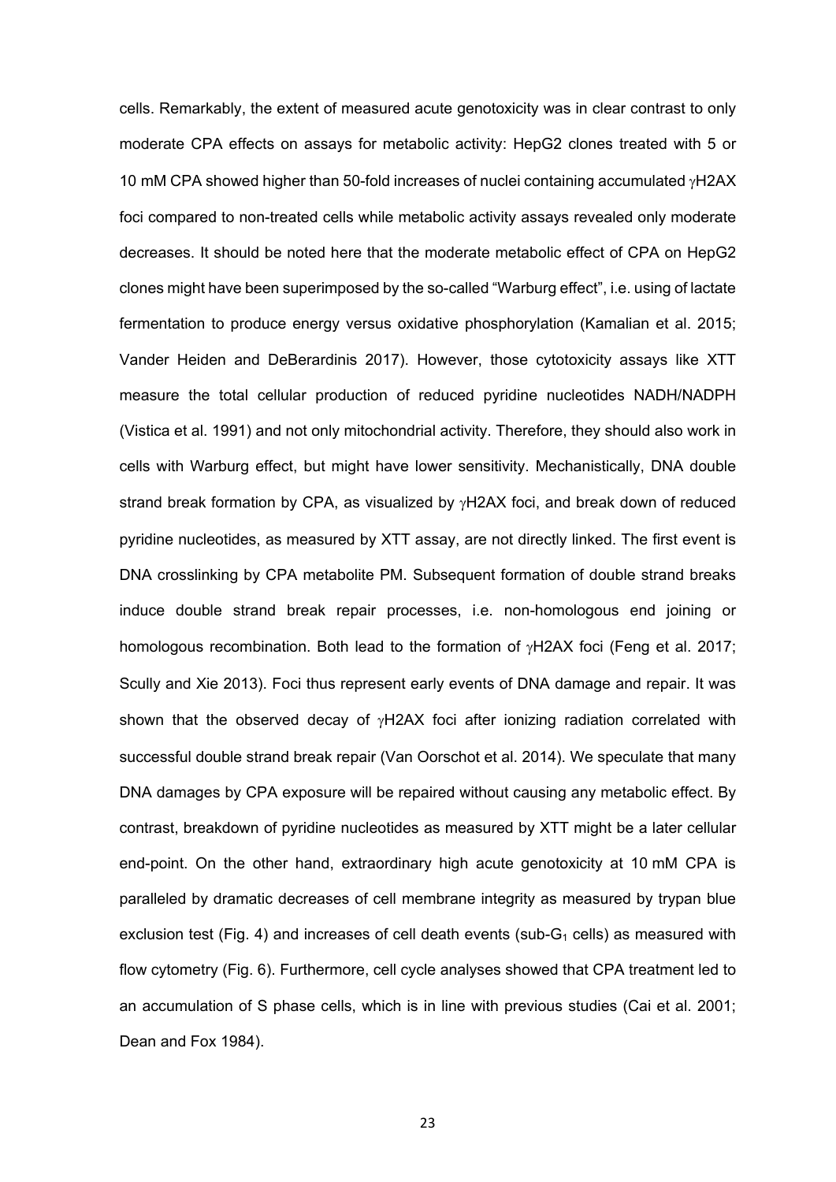cells. Remarkably, the extent of measured acute genotoxicity was in clear contrast to only moderate CPA effects on assays for metabolic activity: HepG2 clones treated with 5 or 10 mM CPA showed higher than 50-fold increases of nuclei containing accumulated γH2AX foci compared to non-treated cells while metabolic activity assays revealed only moderate decreases. It should be noted here that the moderate metabolic effect of CPA on HepG2 clones might have been superimposed by the so-called "Warburg effect", i.e. using of lactate fermentation to produce energy versus oxidative phosphorylation (Kamalian et al. 2015; Vander Heiden and DeBerardinis 2017). However, those cytotoxicity assays like XTT measure the total cellular production of reduced pyridine nucleotides NADH/NADPH (Vistica et al. 1991) and not only mitochondrial activity. Therefore, they should also work in cells with Warburg effect, but might have lower sensitivity. Mechanistically, DNA double strand break formation by CPA, as visualized by γH2AX foci, and break down of reduced pyridine nucleotides, as measured by XTT assay, are not directly linked. The first event is DNA crosslinking by CPA metabolite PM. Subsequent formation of double strand breaks induce double strand break repair processes, i.e. non-homologous end joining or homologous recombination. Both lead to the formation of γH2AX foci (Feng et al. 2017; Scully and Xie 2013). Foci thus represent early events of DNA damage and repair. It was shown that the observed decay of γH2AX foci after ionizing radiation correlated with successful double strand break repair (Van Oorschot et al. 2014). We speculate that many DNA damages by CPA exposure will be repaired without causing any metabolic effect. By contrast, breakdown of pyridine nucleotides as measured by XTT might be a later cellular end-point. On the other hand, extraordinary high acute genotoxicity at 10 mM CPA is paralleled by dramatic decreases of cell membrane integrity as measured by trypan blue exclusion test (Fig. 4) and increases of cell death events (sub-$G_1$ cells) as measured with flow cytometry (Fig. 6). Furthermore, cell cycle analyses showed that CPA treatment led to an accumulation of S phase cells, which is in line with previous studies (Cai et al. 2001; Dean and Fox 1984).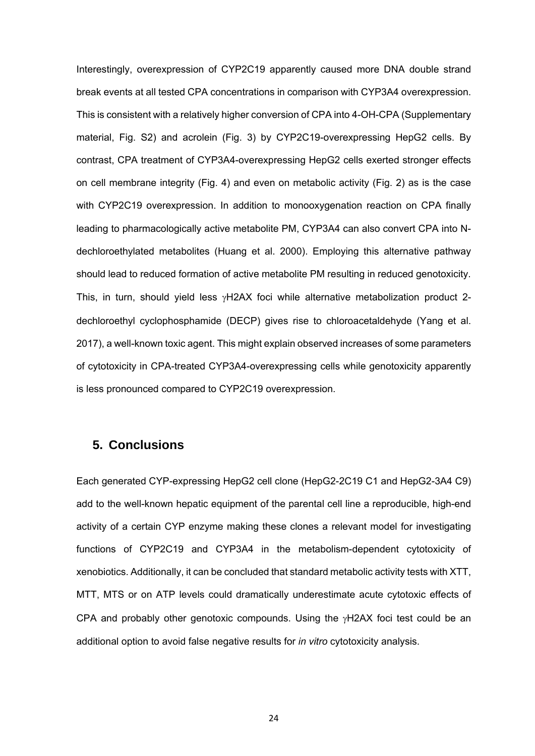Interestingly, overexpression of CYP2C19 apparently caused more DNA double strand break events at all tested CPA concentrations in comparison with CYP3A4 overexpression. This is consistent with a relatively higher conversion of CPA into 4-OH-CPA (Supplementary material, Fig. S2) and acrolein (Fig. 3) by CYP2C19-overexpressing HepG2 cells. By contrast, CPA treatment of CYP3A4-overexpressing HepG2 cells exerted stronger effects on cell membrane integrity (Fig. 4) and even on metabolic activity (Fig. 2) as is the case with CYP2C19 overexpression. In addition to monooxygenation reaction on CPA finally leading to pharmacologically active metabolite PM, CYP3A4 can also convert CPA into N-dechloroethylated metabolites (Huang et al. 2000). Employing this alternative pathway should lead to reduced formation of active metabolite PM resulting in reduced genotoxicity. This, in turn, should yield less γH2AX foci while alternative metabolization product 2-dechloroethyl cyclophosphamide (DECP) gives rise to chloroacetaldehyde (Yang et al. 2017), a well-known toxic agent. This might explain observed increases of some parameters of cytotoxicity in CPA-treated CYP3A4-overexpressing cells while genotoxicity apparently is less pronounced compared to CYP2C19 overexpression.

## 5. Conclusions

Each generated CYP-expressing HepG2 cell clone (HepG2-2C19 C1 and HepG2-3A4 C9) add to the well-known hepatic equipment of the parental cell line a reproducible, high-end activity of a certain CYP enzyme making these clones a relevant model for investigating functions of CYP2C19 and CYP3A4 in the metabolism-dependent cytotoxicity of xenobiotics. Additionally, it can be concluded that standard metabolic activity tests with XTT, MTT, MTS or on ATP levels could dramatically underestimate acute cytotoxic effects of CPA and probably other genotoxic compounds. Using the γH2AX foci test could be an additional option to avoid false negative results for *in vitro* cytotoxicity analysis.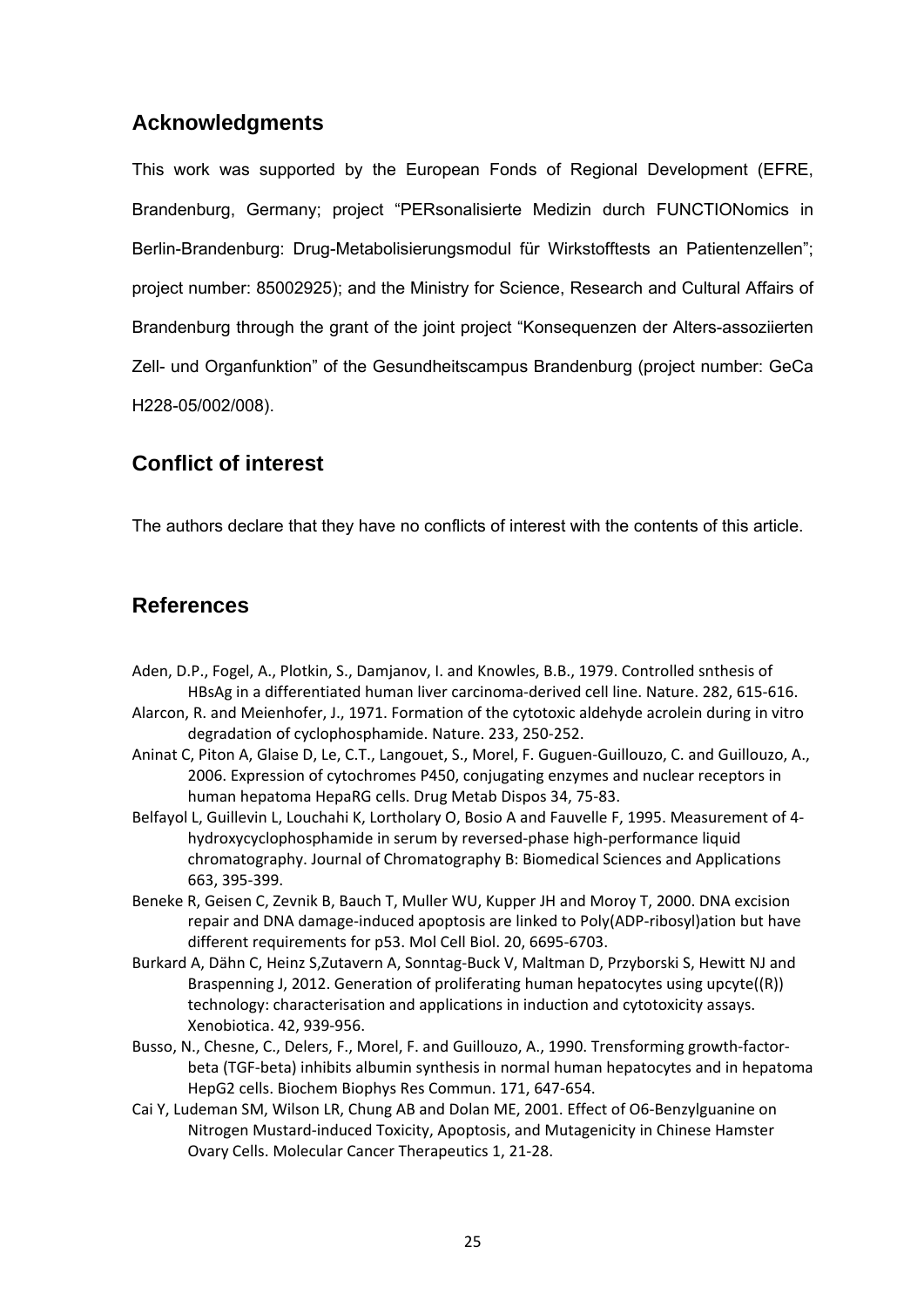## Acknowledgments

This work was supported by the European Fonds of Regional Development (EFRE, Brandenburg, Germany; project "PERsonalisierte Medizin durch FUNCTIONomics in Berlin-Brandenburg: Drug-Metabolisierungsmodul für Wirkstofftests an Patientenzellen"; project number: 85002925); and the Ministry for Science, Research and Cultural Affairs of Brandenburg through the grant of the joint project "Konsequenzen der Alters-assoziierten Zell- und Organfunktion" of the Gesundheitscampus Brandenburg (project number: GeCa H228-05/002/008).

## Conflict of interest

The authors declare that they have no conflicts of interest with the contents of this article.

## References

Aden, D.P., Fogel, A., Plotkin, S., Damjanov, I. and Knowles, B.B., 1979. Controlled snthesis of HBsAg in a differentiated human liver carcinoma-derived cell line. Nature. 282, 615-616.

Alarcon, R. and Meienhofer, J., 1971. Formation of the cytotoxic aldehyde acrolein during in vitro degradation of cyclophosphamide. Nature. 233, 250-252.

Aninat C, Piton A, Glaise D, Le, C.T., Langouet, S., Morel, F. Guguen-Guillouzo, C. and Guillouzo, A., 2006. Expression of cytochromes P450, conjugating enzymes and nuclear receptors in human hepatoma HepaRG cells. Drug Metab Dispos 34, 75-83.

Belfayol L, Guillevin L, Louchahi K, Lortholary O, Bosio A and Fauvelle F, 1995. Measurement of 4-hydroxycyclophosphamide in serum by reversed-phase high-performance liquid chromatography. Journal of Chromatography B: Biomedical Sciences and Applications 663, 395-399.

Beneke R, Geisen C, Zevnik B, Bauch T, Muller WU, Kupper JH and Moroy T, 2000. DNA excision repair and DNA damage-induced apoptosis are linked to Poly(ADP-ribosyl)ation but have different requirements for p53. Mol Cell Biol. 20, 6695-6703.

Burkard A, Dähn C, Heinz S,Zutavern A, Sonntag-Buck V, Maltman D, Przyborski S, Hewitt NJ and Braspenning J, 2012. Generation of proliferating human hepatocytes using upcyte((R)) technology: characterisation and applications in induction and cytotoxicity assays. Xenobiotica. 42, 939-956.

Busso, N., Chesne, C., Delers, F., Morel, F. and Guillouzo, A., 1990. Trensforming growth-factor-beta (TGF-beta) inhibits albumin synthesis in normal human hepatocytes and in hepatoma HepG2 cells. Biochem Biophys Res Commun. 171, 647-654.

Cai Y, Ludeman SM, Wilson LR, Chung AB and Dolan ME, 2001. Effect of O6-Benzylguanine on Nitrogen Mustard-induced Toxicity, Apoptosis, and Mutagenicity in Chinese Hamster Ovary Cells. Molecular Cancer Therapeutics 1, 21-28.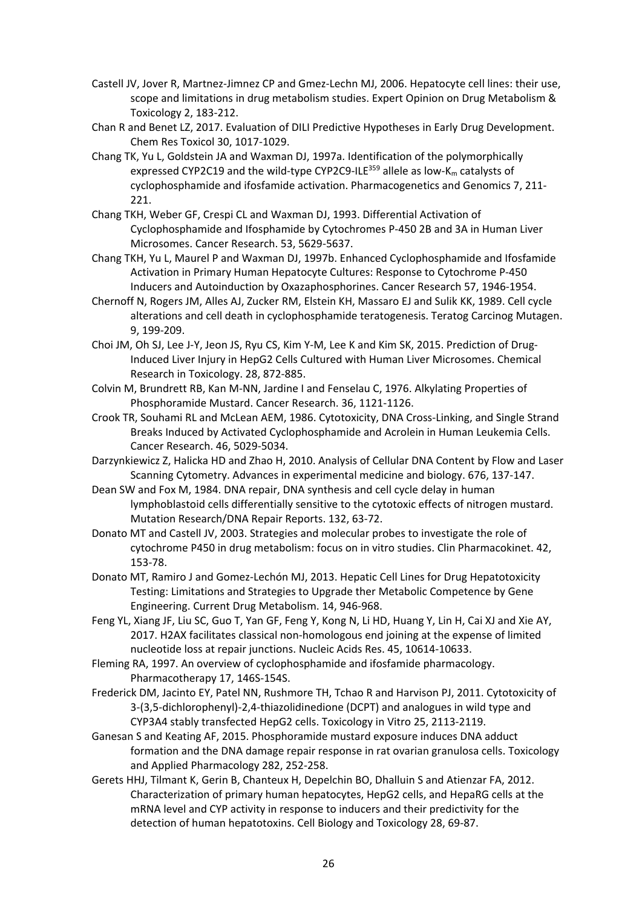Castell JV, Jover R, Martnez-Jimnez CP and Gmez-Lechn MJ, 2006. Hepatocyte cell lines: their use, scope and limitations in drug metabolism studies. Expert Opinion on Drug Metabolism & Toxicology 2, 183-212.

Chan R and Benet LZ, 2017. Evaluation of DILI Predictive Hypotheses in Early Drug Development. Chem Res Toxicol 30, 1017-1029.

Chang TK, Yu L, Goldstein JA and Waxman DJ, 1997a. Identification of the polymorphically expressed CYP2C19 and the wild-type CYP2C9-ILE$^{359}$ allele as low-$K_m$ catalysts of cyclophosphamide and ifosfamide activation. Pharmacogenetics and Genomics 7, 211-221.

Chang TKH, Weber GF, Crespi CL and Waxman DJ, 1993. Differential Activation of Cyclophosphamide and Ifosphamide by Cytochromes P-450 2B and 3A in Human Liver Microsomes. Cancer Research. 53, 5629-5637.

Chang TKH, Yu L, Maurel P and Waxman DJ, 1997b. Enhanced Cyclophosphamide and Ifosfamide Activation in Primary Human Hepatocyte Cultures: Response to Cytochrome P-450 Inducers and Autoinduction by Oxazaphosphorines. Cancer Research 57, 1946-1954.

Chernoff N, Rogers JM, Alles AJ, Zucker RM, Elstein KH, Massaro EJ and Sulik KK, 1989. Cell cycle alterations and cell death in cyclophosphamide teratogenesis. Teratog Carcinog Mutagen. 9, 199-209.

Choi JM, Oh SJ, Lee J-Y, Jeon JS, Ryu CS, Kim Y-M, Lee K and Kim SK, 2015. Prediction of Drug-Induced Liver Injury in HepG2 Cells Cultured with Human Liver Microsomes. Chemical Research in Toxicology. 28, 872-885.

Colvin M, Brundrett RB, Kan M-NN, Jardine I and Fenselau C, 1976. Alkylating Properties of Phosphoramide Mustard. Cancer Research. 36, 1121-1126.

Crook TR, Souhami RL and McLean AEM, 1986. Cytotoxicity, DNA Cross-Linking, and Single Strand Breaks Induced by Activated Cyclophosphamide and Acrolein in Human Leukemia Cells. Cancer Research. 46, 5029-5034.

Darzynkiewicz Z, Halicka HD and Zhao H, 2010. Analysis of Cellular DNA Content by Flow and Laser Scanning Cytometry. Advances in experimental medicine and biology. 676, 137-147.

Dean SW and Fox M, 1984. DNA repair, DNA synthesis and cell cycle delay in human lymphoblastoid cells differentially sensitive to the cytotoxic effects of nitrogen mustard. Mutation Research/DNA Repair Reports. 132, 63-72.

Donato MT and Castell JV, 2003. Strategies and molecular probes to investigate the role of cytochrome P450 in drug metabolism: focus on in vitro studies. Clin Pharmacokinet. 42, 153-78.

Donato MT, Ramiro J and Gomez-Lechón MJ, 2013. Hepatic Cell Lines for Drug Hepatotoxicity Testing: Limitations and Strategies to Upgrade ther Metabolic Competence by Gene Engineering. Current Drug Metabolism. 14, 946-968.

Feng YL, Xiang JF, Liu SC, Guo T, Yan GF, Feng Y, Kong N, Li HD, Huang Y, Lin H, Cai XJ and Xie AY, 2017. H2AX facilitates classical non-homologous end joining at the expense of limited nucleotide loss at repair junctions. Nucleic Acids Res. 45, 10614-10633.

Fleming RA, 1997. An overview of cyclophosphamide and ifosfamide pharmacology. Pharmacotherapy 17, 146S-154S.

Frederick DM, Jacinto EY, Patel NN, Rushmore TH, Tchao R and Harvison PJ, 2011. Cytotoxicity of 3-(3,5-dichlorophenyl)-2,4-thiazolidinedione (DCPT) and analogues in wild type and CYP3A4 stably transfected HepG2 cells. Toxicology in Vitro 25, 2113-2119.

Ganesan S and Keating AF, 2015. Phosphoramide mustard exposure induces DNA adduct formation and the DNA damage repair response in rat ovarian granulosa cells. Toxicology and Applied Pharmacology 282, 252-258.

Gerets HHJ, Tilmant K, Gerin B, Chanteux H, Depelchin BO, Dhalluin S and Atienzar FA, 2012. Characterization of primary human hepatocytes, HepG2 cells, and HepaRG cells at the mRNA level and CYP activity in response to inducers and their predictivity for the detection of human hepatotoxins. Cell Biology and Toxicology 28, 69-87.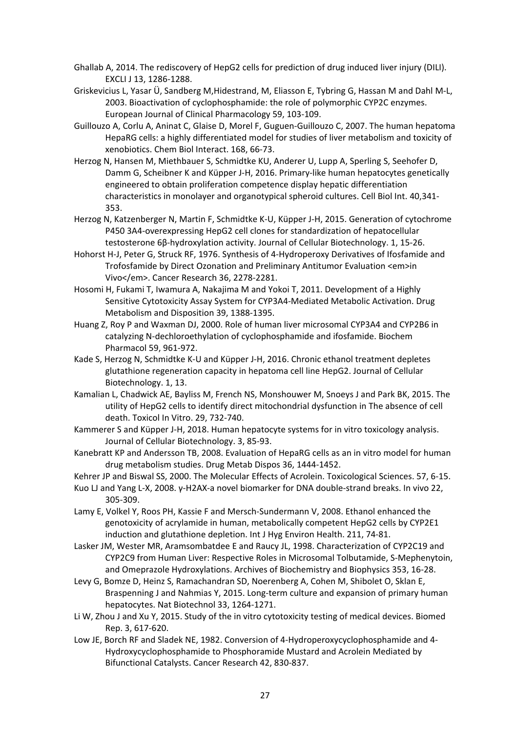Ghallab A, 2014. The rediscovery of HepG2 cells for prediction of drug induced liver injury (DILI). EXCLI J 13, 1286-1288.

Griskevicius L, Yasar Ü, Sandberg M,Hidestrand, M, Eliasson E, Tybring G, Hassan M and Dahl M-L, 2003. Bioactivation of cyclophosphamide: the role of polymorphic CYP2C enzymes. European Journal of Clinical Pharmacology 59, 103-109.

Guillouzo A, Corlu A, Aninat C, Glaise D, Morel F, Guguen-Guillouzo C, 2007. The human hepatoma HepaRG cells: a highly differentiated model for studies of liver metabolism and toxicity of xenobiotics. Chem Biol Interact. 168, 66-73.

Herzog N, Hansen M, Miethbauer S, Schmidtke KU, Anderer U, Lupp A, Sperling S, Seehofer D, Damm G, Scheibner K and Küpper J-H, 2016. Primary-like human hepatocytes genetically engineered to obtain proliferation competence display hepatic differentiation characteristics in monolayer and organotypical spheroid cultures. Cell Biol Int. 40,341-353.

Herzog N, Katzenberger N, Martin F, Schmidtke K-U, Küpper J-H, 2015. Generation of cytochrome P450 3A4-overexpressing HepG2 cell clones for standardization of hepatocellular testosterone 6β-hydroxylation activity. Journal of Cellular Biotechnology. 1, 15-26.

Hohorst H-J, Peter G, Struck RF, 1976. Synthesis of 4-Hydroperoxy Derivatives of Ifosfamide and Trofosfamide by Direct Ozonation and Preliminary Antitumor Evaluation <em>in Vivo</em>. Cancer Research 36, 2278-2281.

Hosomi H, Fukami T, Iwamura A, Nakajima M and Yokoi T, 2011. Development of a Highly Sensitive Cytotoxicity Assay System for CYP3A4-Mediated Metabolic Activation. Drug Metabolism and Disposition 39, 1388-1395.

Huang Z, Roy P and Waxman DJ, 2000. Role of human liver microsomal CYP3A4 and CYP2B6 in catalyzing N-dechloroethylation of cyclophosphamide and ifosfamide. Biochem Pharmacol 59, 961-972.

Kade S, Herzog N, Schmidtke K-U and Küpper J-H, 2016. Chronic ethanol treatment depletes glutathione regeneration capacity in hepatoma cell line HepG2. Journal of Cellular Biotechnology. 1, 13.

Kamalian L, Chadwick AE, Bayliss M, French NS, Monshouwer M, Snoeys J and Park BK, 2015. The utility of HepG2 cells to identify direct mitochondrial dysfunction in The absence of cell death. Toxicol In Vitro. 29, 732-740.

Kammerer S and Küpper J-H, 2018. Human hepatocyte systems for in vitro toxicology analysis. Journal of Cellular Biotechnology. 3, 85-93.

Kanebratt KP and Andersson TB, 2008. Evaluation of HepaRG cells as an in vitro model for human drug metabolism studies. Drug Metab Dispos 36, 1444-1452.

Kehrer JP and Biswal SS, 2000. The Molecular Effects of Acrolein. Toxicological Sciences. 57, 6-15.

Kuo LJ and Yang L-X, 2008. γ-H2AX-a novel biomarker for DNA double-strand breaks. In vivo 22, 305-309.

Lamy E, Volkel Y, Roos PH, Kassie F and Mersch-Sundermann V, 2008. Ethanol enhanced the genotoxicity of acrylamide in human, metabolically competent HepG2 cells by CYP2E1 induction and glutathione depletion. Int J Hyg Environ Health. 211, 74-81.

Lasker JM, Wester MR, Aramsombatdee E and Raucy JL, 1998. Characterization of CYP2C19 and CYP2C9 from Human Liver: Respective Roles in Microsomal Tolbutamide, S-Mephenytoin, and Omeprazole Hydroxylations. Archives of Biochemistry and Biophysics 353, 16-28.

Levy G, Bomze D, Heinz S, Ramachandran SD, Noerenberg A, Cohen M, Shibolet O, Sklan E, Braspenning J and Nahmias Y, 2015. Long-term culture and expansion of primary human hepatocytes. Nat Biotechnol 33, 1264-1271.

Li W, Zhou J and Xu Y, 2015. Study of the in vitro cytotoxicity testing of medical devices. Biomed Rep. 3, 617-620.

Low JE, Borch RF and Sladek NE, 1982. Conversion of 4-Hydroperoxycyclophosphamide and 4-Hydroxycyclophosphamide to Phosphoramide Mustard and Acrolein Mediated by Bifunctional Catalysts. Cancer Research 42, 830-837.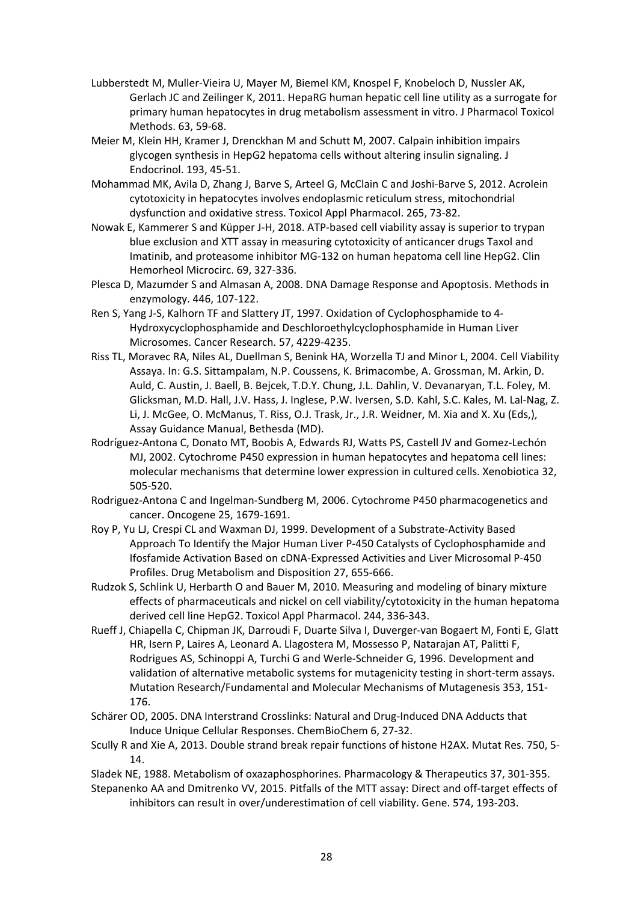Lubberstedt M, Muller-Vieira U, Mayer M, Biemel KM, Knospel F, Knobeloch D, Nussler AK, Gerlach JC and Zeilinger K, 2011. HepaRG human hepatic cell line utility as a surrogate for primary human hepatocytes in drug metabolism assessment in vitro. J Pharmacol Toxicol Methods. 63, 59-68.

Meier M, Klein HH, Kramer J, Drenckhan M and Schutt M, 2007. Calpain inhibition impairs glycogen synthesis in HepG2 hepatoma cells without altering insulin signaling. J Endocrinol. 193, 45-51.

Mohammad MK, Avila D, Zhang J, Barve S, Arteel G, McClain C and Joshi-Barve S, 2012. Acrolein cytotoxicity in hepatocytes involves endoplasmic reticulum stress, mitochondrial dysfunction and oxidative stress. Toxicol Appl Pharmacol. 265, 73-82.

Nowak E, Kammerer S and Küpper J-H, 2018. ATP-based cell viability assay is superior to trypan blue exclusion and XTT assay in measuring cytotoxicity of anticancer drugs Taxol and Imatinib, and proteasome inhibitor MG-132 on human hepatoma cell line HepG2. Clin Hemorheol Microcirc. 69, 327-336.

Plesca D, Mazumder S and Almasan A, 2008. DNA Damage Response and Apoptosis. Methods in enzymology. 446, 107-122.

Ren S, Yang J-S, Kalhorn TF and Slattery JT, 1997. Oxidation of Cyclophosphamide to 4-Hydroxycyclophosphamide and Deschloroethylcyclophosphamide in Human Liver Microsomes. Cancer Research. 57, 4229-4235.

Riss TL, Moravec RA, Niles AL, Duellman S, Benink HA, Worzella TJ and Minor L, 2004. Cell Viability Assaya. In: G.S. Sittampalam, N.P. Coussens, K. Brimacombe, A. Grossman, M. Arkin, D. Auld, C. Austin, J. Baell, B. Bejcek, T.D.Y. Chung, J.L. Dahlin, V. Devanaryan, T.L. Foley, M. Glicksman, M.D. Hall, J.V. Hass, J. Inglese, P.W. Iversen, S.D. Kahl, S.C. Kales, M. Lal-Nag, Z. Li, J. McGee, O. McManus, T. Riss, O.J. Trask, Jr., J.R. Weidner, M. Xia and X. Xu (Eds,), Assay Guidance Manual, Bethesda (MD).

Rodríguez-Antona C, Donato MT, Boobis A, Edwards RJ, Watts PS, Castell JV and Gomez-Lechón MJ, 2002. Cytochrome P450 expression in human hepatocytes and hepatoma cell lines: molecular mechanisms that determine lower expression in cultured cells. Xenobiotica 32, 505-520.

Rodriguez-Antona C and Ingelman-Sundberg M, 2006. Cytochrome P450 pharmacogenetics and cancer. Oncogene 25, 1679-1691.

Roy P, Yu LJ, Crespi CL and Waxman DJ, 1999. Development of a Substrate-Activity Based Approach To Identify the Major Human Liver P-450 Catalysts of Cyclophosphamide and Ifosfamide Activation Based on cDNA-Expressed Activities and Liver Microsomal P-450 Profiles. Drug Metabolism and Disposition 27, 655-666.

Rudzok S, Schlink U, Herbarth O and Bauer M, 2010. Measuring and modeling of binary mixture effects of pharmaceuticals and nickel on cell viability/cytotoxicity in the human hepatoma derived cell line HepG2. Toxicol Appl Pharmacol. 244, 336-343.

Rueff J, Chiapella C, Chipman JK, Darroudi F, Duarte Silva I, Duverger-van Bogaert M, Fonti E, Glatt HR, Isern P, Laires A, Leonard A. Llagostera M, Mossesso P, Natarajan AT, Palitti F, Rodrigues AS, Schinoppi A, Turchi G and Werle-Schneider G, 1996. Development and validation of alternative metabolic systems for mutagenicity testing in short-term assays. Mutation Research/Fundamental and Molecular Mechanisms of Mutagenesis 353, 151-176.

Schärer OD, 2005. DNA Interstrand Crosslinks: Natural and Drug-Induced DNA Adducts that Induce Unique Cellular Responses. ChemBioChem 6, 27-32.

Scully R and Xie A, 2013. Double strand break repair functions of histone H2AX. Mutat Res. 750, 5-14.

Sladek NE, 1988. Metabolism of oxazaphosphorines. Pharmacology & Therapeutics 37, 301-355.

Stepanenko AA and Dmitrenko VV, 2015. Pitfalls of the MTT assay: Direct and off-target effects of inhibitors can result in over/underestimation of cell viability. Gene. 574, 193-203.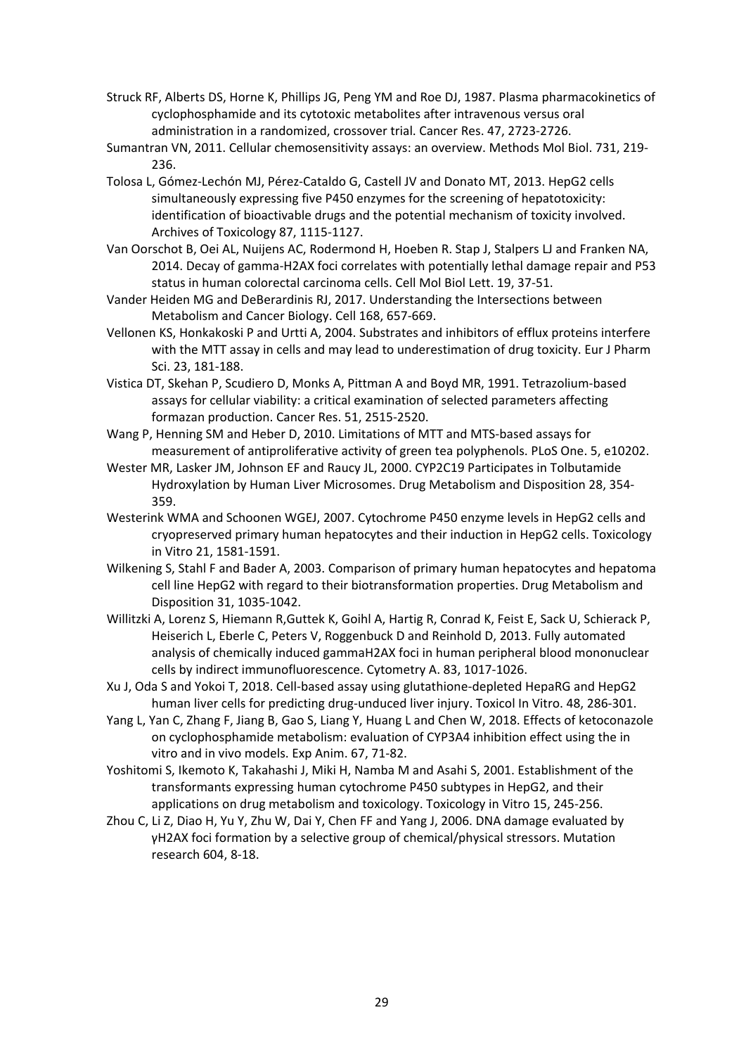Struck RF, Alberts DS, Horne K, Phillips JG, Peng YM and Roe DJ, 1987. Plasma pharmacokinetics of cyclophosphamide and its cytotoxic metabolites after intravenous versus oral administration in a randomized, crossover trial. Cancer Res. 47, 2723-2726.

Sumantran VN, 2011. Cellular chemosensitivity assays: an overview. Methods Mol Biol. 731, 219-236.

Tolosa L, Gómez-Lechón MJ, Pérez-Cataldo G, Castell JV and Donato MT, 2013. HepG2 cells simultaneously expressing five P450 enzymes for the screening of hepatotoxicity: identification of bioactivable drugs and the potential mechanism of toxicity involved. Archives of Toxicology 87, 1115-1127.

Van Oorschot B, Oei AL, Nuijens AC, Rodermond H, Hoeben R. Stap J, Stalpers LJ and Franken NA, 2014. Decay of gamma-H2AX foci correlates with potentially lethal damage repair and P53 status in human colorectal carcinoma cells. Cell Mol Biol Lett. 19, 37-51.

Vander Heiden MG and DeBerardinis RJ, 2017. Understanding the Intersections between Metabolism and Cancer Biology. Cell 168, 657-669.

Vellonen KS, Honkakoski P and Urtti A, 2004. Substrates and inhibitors of efflux proteins interfere with the MTT assay in cells and may lead to underestimation of drug toxicity. Eur J Pharm Sci. 23, 181-188.

Vistica DT, Skehan P, Scudiero D, Monks A, Pittman A and Boyd MR, 1991. Tetrazolium-based assays for cellular viability: a critical examination of selected parameters affecting formazan production. Cancer Res. 51, 2515-2520.

Wang P, Henning SM and Heber D, 2010. Limitations of MTT and MTS-based assays for measurement of antiproliferative activity of green tea polyphenols. PLoS One. 5, e10202.

Wester MR, Lasker JM, Johnson EF and Raucy JL, 2000. CYP2C19 Participates in Tolbutamide Hydroxylation by Human Liver Microsomes. Drug Metabolism and Disposition 28, 354-359.

Westerink WMA and Schoonen WGEJ, 2007. Cytochrome P450 enzyme levels in HepG2 cells and cryopreserved primary human hepatocytes and their induction in HepG2 cells. Toxicology in Vitro 21, 1581-1591.

Wilkening S, Stahl F and Bader A, 2003. Comparison of primary human hepatocytes and hepatoma cell line HepG2 with regard to their biotransformation properties. Drug Metabolism and Disposition 31, 1035-1042.

Willitzki A, Lorenz S, Hiemann R,Guttek K, Goihl A, Hartig R, Conrad K, Feist E, Sack U, Schierack P, Heiserich L, Eberle C, Peters V, Roggenbuck D and Reinhold D, 2013. Fully automated analysis of chemically induced gammaH2AX foci in human peripheral blood mononuclear cells by indirect immunofluorescence. Cytometry A. 83, 1017-1026.

Xu J, Oda S and Yokoi T, 2018. Cell-based assay using glutathione-depleted HepaRG and HepG2 human liver cells for predicting drug-unduced liver injury. Toxicol In Vitro. 48, 286-301.

Yang L, Yan C, Zhang F, Jiang B, Gao S, Liang Y, Huang L and Chen W, 2018. Effects of ketoconazole on cyclophosphamide metabolism: evaluation of CYP3A4 inhibition effect using the in vitro and in vivo models. Exp Anim. 67, 71-82.

Yoshitomi S, Ikemoto K, Takahashi J, Miki H, Namba M and Asahi S, 2001. Establishment of the transformants expressing human cytochrome P450 subtypes in HepG2, and their applications on drug metabolism and toxicology. Toxicology in Vitro 15, 245-256.

Zhou C, Li Z, Diao H, Yu Y, Zhu W, Dai Y, Chen FF and Yang J, 2006. DNA damage evaluated by γH2AX foci formation by a selective group of chemical/physical stressors. Mutation research 604, 8-18.